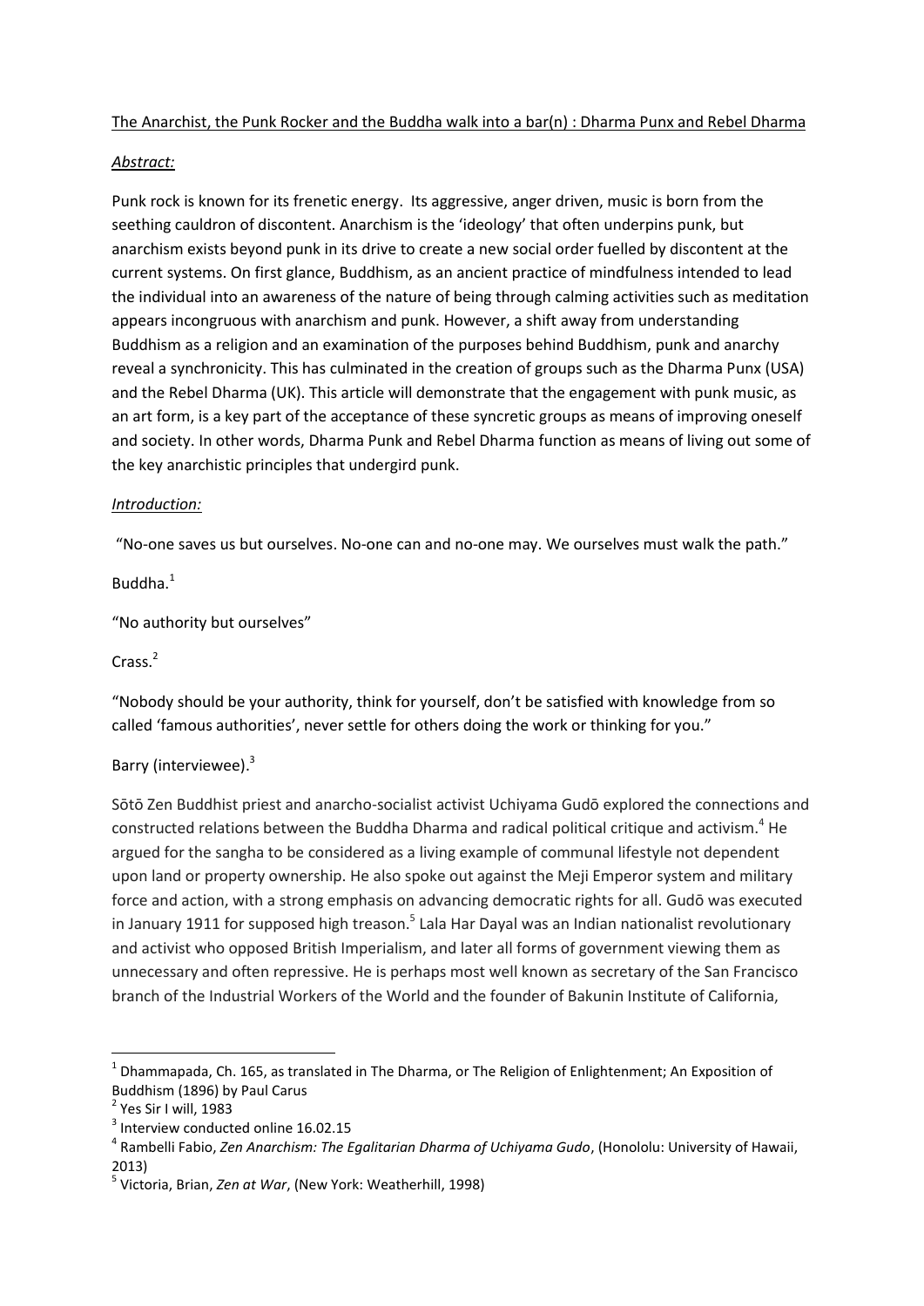<u>The Anarchist, the Punk Rocker and the Buddha walk into a bar(n) : Dharma Punx and Rebel Dharma</u>

***Abstract:***

Punk rock is known for its frenetic energy. Its aggressive, anger driven, music is born from the seething cauldron of discontent. Anarchism is the 'ideology' that often underpins punk, but anarchism exists beyond punk in its drive to create a new social order fuelled by discontent at the current systems. On first glance, Buddhism, as an ancient practice of mindfulness intended to lead the individual into an awareness of the nature of being through calming activities such as meditation appears incongruous with anarchism and punk. However, a shift away from understanding Buddhism as a religion and an examination of the purposes behind Buddhism, punk and anarchy reveal a synchronicity. This has culminated in the creation of groups such as the Dharma Punx (USA) and the Rebel Dharma (UK). This article will demonstrate that the engagement with punk music, as an art form, is a key part of the acceptance of these syncretic groups as means of improving oneself and society. In other words, Dharma Punk and Rebel Dharma function as means of living out some of the key anarchistic principles that undergird punk.

***Introduction:***

"No-one saves us but ourselves. No-one can and no-one may. We ourselves must walk the path."

Buddha.[1]

"No authority but ourselves"

Crass.[2]

"Nobody should be your authority, think for yourself, don't be satisfied with knowledge from so called 'famous authorities', never settle for others doing the work or thinking for you."

Barry (interviewee).[3]

Sōtō Zen Buddhist priest and anarcho-socialist activist Uchiyama Gudō explored the connections and constructed relations between the Buddha Dharma and radical political critique and activism.[4] He argued for the sangha to be considered as a living example of communal lifestyle not dependent upon land or property ownership. He also spoke out against the Meji Emperor system and military force and action, with a strong emphasis on advancing democratic rights for all. Gudō was executed in January 1911 for supposed high treason.[5] Lala Har Dayal was an Indian nationalist revolutionary and activist who opposed British Imperialism, and later all forms of government viewing them as unnecessary and often repressive. He is perhaps most well known as secretary of the San Francisco branch of the Industrial Workers of the World and the founder of Bakunin Institute of California,

---

[1] Dhammapada, Ch. 165, as translated in The Dharma, or The Religion of Enlightenment; An Exposition of Buddhism (1896) by Paul Carus

[2] Yes Sir I will, 1983

[3] Interview conducted online 16.02.15

[4] Rambelli Fabio, *Zen Anarchism: The Egalitarian Dharma of Uchiyama Gudo*, (Honolulu: University of Hawaii, 2013)

[5] Victoria, Brian, *Zen at War*, (New York: Weatherhill, 1998)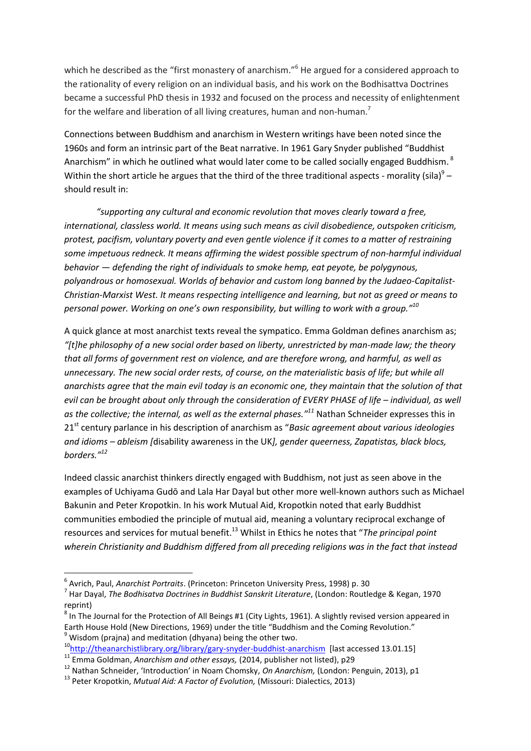which he described as the "first monastery of anarchism."[6] He argued for a considered approach to the rationality of every religion on an individual basis, and his work on the Bodhisattva Doctrines became a successful PhD thesis in 1932 and focused on the process and necessity of enlightenment for the welfare and liberation of all living creatures, human and non-human.[7]

Connections between Buddhism and anarchism in Western writings have been noted since the 1960s and form an intrinsic part of the Beat narrative. In 1961 Gary Snyder published "Buddhist Anarchism" in which he outlined what would later come to be called socially engaged Buddhism.[8] Within the short article he argues that the third of the three traditional aspects - morality (sila)[9] – should result in:

> *"supporting any cultural and economic revolution that moves clearly toward a free, international, classless world. It means using such means as civil disobedience, outspoken criticism, protest, pacifism, voluntary poverty and even gentle violence if it comes to a matter of restraining some impetuous redneck. It means affirming the widest possible spectrum of non-harmful individual behavior — defending the right of individuals to smoke hemp, eat peyote, be polygynous, polyandrous or homosexual. Worlds of behavior and custom long banned by the Judaeo-Capitalist-Christian-Marxist West. It means respecting intelligence and learning, but not as greed or means to personal power. Working on one's own responsibility, but willing to work with a group."*[10]

A quick glance at most anarchist texts reveal the sympatico. Emma Goldman defines anarchism as; *"[t]he philosophy of a new social order based on liberty, unrestricted by man-made law; the theory that all forms of government rest on violence, and are therefore wrong, and harmful, as well as unnecessary. The new social order rests, of course, on the materialistic basis of life; but while all anarchists agree that the main evil today is an economic one, they maintain that the solution of that evil can be brought about only through the consideration of EVERY PHASE of life – individual, as well as the collective; the internal, as well as the external phases."*[11] Nathan Schneider expresses this in 21st century parlance in his description of anarchism as "*Basic agreement about various ideologies and idioms – ableism [*disability awareness in the UK*], gender queerness, Zapatistas, black blocs, borders."*[12]

Indeed classic anarchist thinkers directly engaged with Buddhism, not just as seen above in the examples of Uchiyama Gudō and Lala Har Dayal but other more well-known authors such as Michael Bakunin and Peter Kropotkin. In his work Mutual Aid, Kropotkin noted that early Buddhist communities embodied the principle of mutual aid, meaning a voluntary reciprocal exchange of resources and services for mutual benefit.[13] Whilst in Ethics he notes that "*The principal point wherein Christianity and Buddhism differed from all preceding religions was in the fact that instead*

---

[6] Avrich, Paul, *Anarchist Portraits*. (Princeton: Princeton University Press, 1998) p. 30

[7] Har Dayal, *The Bodhisatva Doctrines in Buddhist Sanskrit Literature*, (London: Routledge & Kegan, 1970 reprint)

[8] In The Journal for the Protection of All Beings #1 (City Lights, 1961). A slightly revised version appeared in Earth House Hold (New Directions, 1969) under the title "Buddhism and the Coming Revolution."

[9] Wisdom (prajna) and meditation (dhyana) being the other two.

[10] http://theanarchistlibrary.org/library/gary-snyder-buddhist-anarchism [last accessed 13.01.15]

[11] Emma Goldman, *Anarchism and other essays,* (2014, publisher not listed), p29

[12] Nathan Schneider, 'Introduction' in Noam Chomsky, *On Anarchism,* (London: Penguin, 2013), p1

[13] Peter Kropotkin, *Mutual Aid: A Factor of Evolution,* (Missouri: Dialectics, 2013)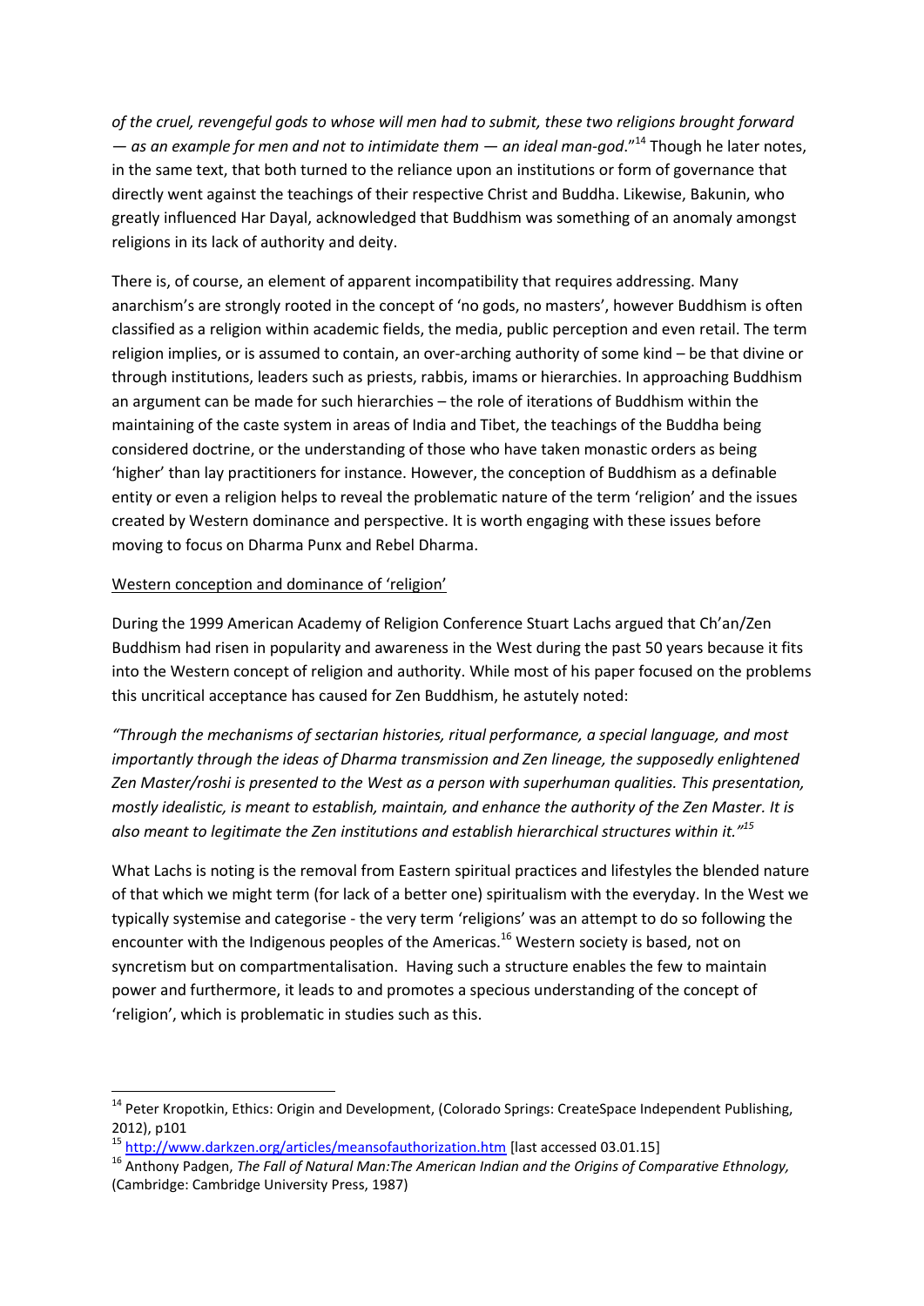*of the cruel, revengeful gods to whose will men had to submit, these two religions brought forward — as an example for men and not to intimidate them — an ideal man-god*."[14] Though he later notes, in the same text, that both turned to the reliance upon an institutions or form of governance that directly went against the teachings of their respective Christ and Buddha. Likewise, Bakunin, who greatly influenced Har Dayal, acknowledged that Buddhism was something of an anomaly amongst religions in its lack of authority and deity.

There is, of course, an element of apparent incompatibility that requires addressing. Many anarchism's are strongly rooted in the concept of 'no gods, no masters', however Buddhism is often classified as a religion within academic fields, the media, public perception and even retail. The term religion implies, or is assumed to contain, an over-arching authority of some kind – be that divine or through institutions, leaders such as priests, rabbis, imams or hierarchies. In approaching Buddhism an argument can be made for such hierarchies – the role of iterations of Buddhism within the maintaining of the caste system in areas of India and Tibet, the teachings of the Buddha being considered doctrine, or the understanding of those who have taken monastic orders as being 'higher' than lay practitioners for instance. However, the conception of Buddhism as a definable entity or even a religion helps to reveal the problematic nature of the term 'religion' and the issues created by Western dominance and perspective. It is worth engaging with these issues before moving to focus on Dharma Punx and Rebel Dharma.

Western conception and dominance of 'religion'

During the 1999 American Academy of Religion Conference Stuart Lachs argued that Ch'an/Zen Buddhism had risen in popularity and awareness in the West during the past 50 years because it fits into the Western concept of religion and authority. While most of his paper focused on the problems this uncritical acceptance has caused for Zen Buddhism, he astutely noted:

*"Through the mechanisms of sectarian histories, ritual performance, a special language, and most importantly through the ideas of Dharma transmission and Zen lineage, the supposedly enlightened Zen Master/roshi is presented to the West as a person with superhuman qualities. This presentation, mostly idealistic, is meant to establish, maintain, and enhance the authority of the Zen Master. It is also meant to legitimate the Zen institutions and establish hierarchical structures within it."*[15]

What Lachs is noting is the removal from Eastern spiritual practices and lifestyles the blended nature of that which we might term (for lack of a better one) spiritualism with the everyday. In the West we typically systemise and categorise - the very term 'religions' was an attempt to do so following the encounter with the Indigenous peoples of the Americas.[16] Western society is based, not on syncretism but on compartmentalisation. Having such a structure enables the few to maintain power and furthermore, it leads to and promotes a specious understanding of the concept of 'religion', which is problematic in studies such as this.

---

[14] Peter Kropotkin, Ethics: Origin and Development, (Colorado Springs: CreateSpace Independent Publishing, 2012), p101

[15] http://www.darkzen.org/articles/meansofauthorization.htm [last accessed 03.01.15]

[16] Anthony Padgen, *The Fall of Natural Man:The American Indian and the Origins of Comparative Ethnology,* (Cambridge: Cambridge University Press, 1987)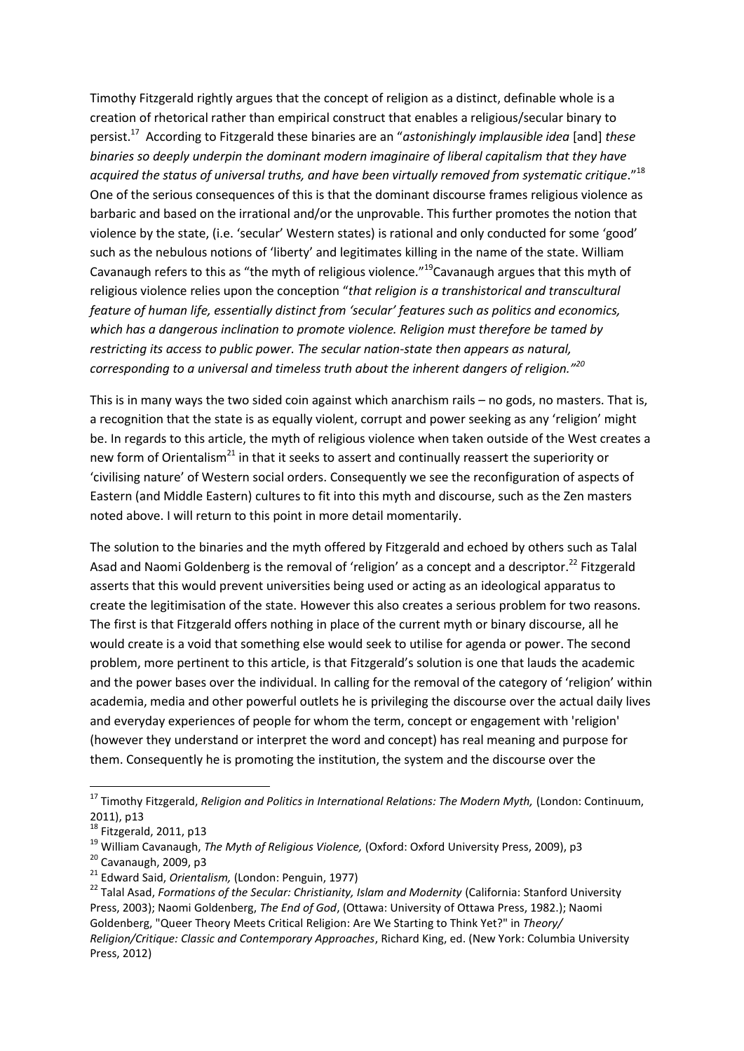Timothy Fitzgerald rightly argues that the concept of religion as a distinct, definable whole is a creation of rhetorical rather than empirical construct that enables a religious/secular binary to persist.[17] According to Fitzgerald these binaries are an "*astonishingly implausible idea* [and] *these binaries so deeply underpin the dominant modern imaginaire of liberal capitalism that they have acquired the status of universal truths, and have been virtually removed from systematic critique*."[18] One of the serious consequences of this is that the dominant discourse frames religious violence as barbaric and based on the irrational and/or the unprovable. This further promotes the notion that violence by the state, (i.e. 'secular' Western states) is rational and only conducted for some 'good' such as the nebulous notions of 'liberty' and legitimates killing in the name of the state. William Cavanaugh refers to this as "the myth of religious violence."[19] Cavanaugh argues that this myth of religious violence relies upon the conception "*that religion is a transhistorical and transcultural feature of human life, essentially distinct from 'secular' features such as politics and economics, which has a dangerous inclination to promote violence. Religion must therefore be tamed by restricting its access to public power. The secular nation-state then appears as natural, corresponding to a universal and timeless truth about the inherent dangers of religion.*"[20]

This is in many ways the two sided coin against which anarchism rails – no gods, no masters. That is, a recognition that the state is as equally violent, corrupt and power seeking as any 'religion' might be. In regards to this article, the myth of religious violence when taken outside of the West creates a new form of Orientalism[21] in that it seeks to assert and continually reassert the superiority or 'civilising nature' of Western social orders. Consequently we see the reconfiguration of aspects of Eastern (and Middle Eastern) cultures to fit into this myth and discourse, such as the Zen masters noted above. I will return to this point in more detail momentarily.

The solution to the binaries and the myth offered by Fitzgerald and echoed by others such as Talal Asad and Naomi Goldenberg is the removal of 'religion' as a concept and a descriptor.[22] Fitzgerald asserts that this would prevent universities being used or acting as an ideological apparatus to create the legitimisation of the state. However this also creates a serious problem for two reasons. The first is that Fitzgerald offers nothing in place of the current myth or binary discourse, all he would create is a void that something else would seek to utilise for agenda or power. The second problem, more pertinent to this article, is that Fitzgerald's solution is one that lauds the academic and the power bases over the individual. In calling for the removal of the category of 'religion' within academia, media and other powerful outlets he is privileging the discourse over the actual daily lives and everyday experiences of people for whom the term, concept or engagement with 'religion' (however they understand or interpret the word and concept) has real meaning and purpose for them. Consequently he is promoting the institution, the system and the discourse over the

---

[17] Timothy Fitzgerald, *Religion and Politics in International Relations: The Modern Myth,* (London: Continuum, 2011), p13

[18] Fitzgerald, 2011, p13

[19] William Cavanaugh, *The Myth of Religious Violence,* (Oxford: Oxford University Press, 2009), p3

[20] Cavanaugh, 2009, p3

[21] Edward Said, *Orientalism,* (London: Penguin, 1977)

[22] Talal Asad, *Formations of the Secular: Christianity, Islam and Modernity* (California: Stanford University Press, 2003); Naomi Goldenberg, *The End of God*, (Ottawa: University of Ottawa Press, 1982.); Naomi Goldenberg, "Queer Theory Meets Critical Religion: Are We Starting to Think Yet?" in *Theory/ Religion/Critique: Classic and Contemporary Approaches*, Richard King, ed. (New York: Columbia University Press, 2012)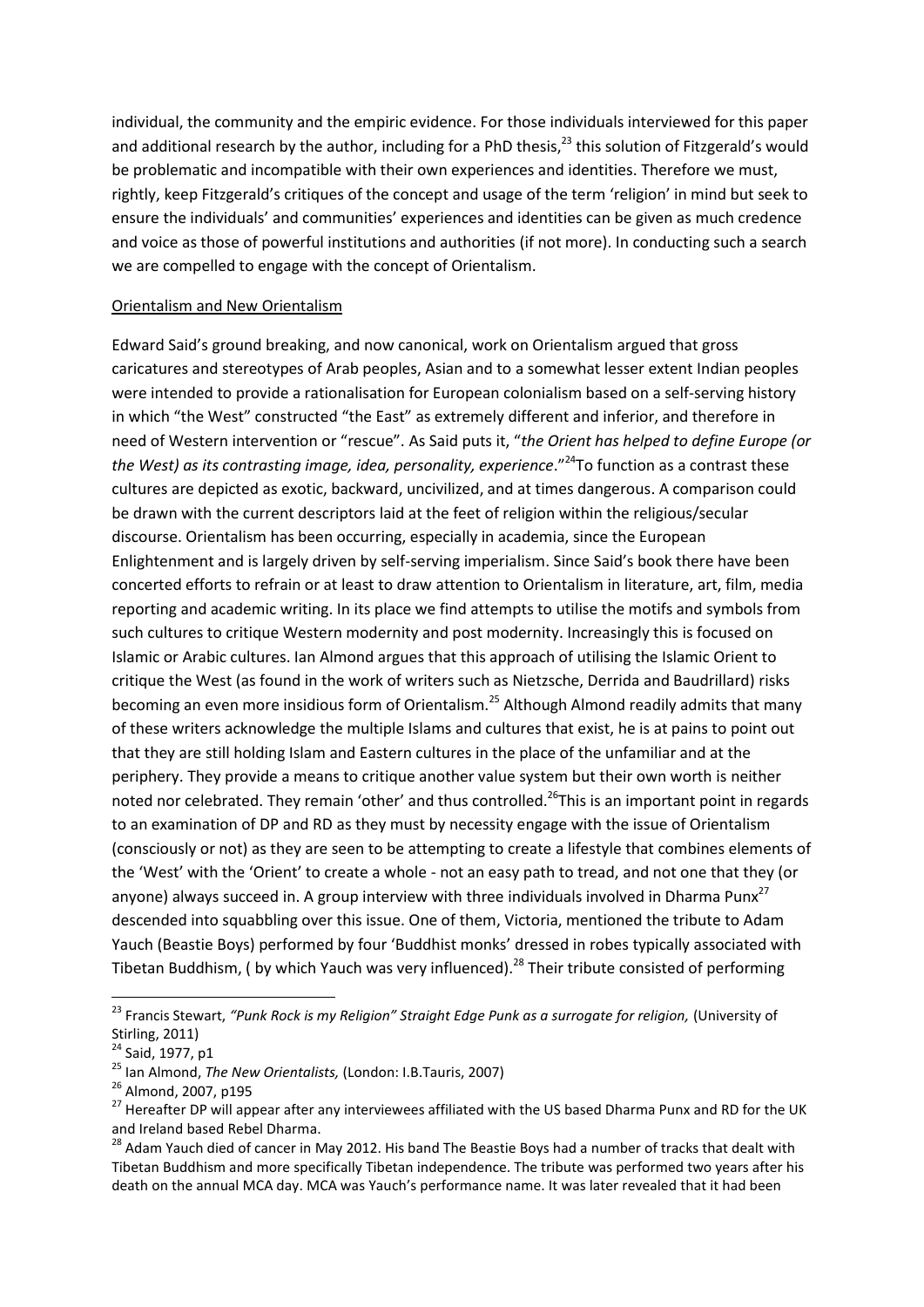individual, the community and the empiric evidence. For those individuals interviewed for this paper and additional research by the author, including for a PhD thesis,[23] this solution of Fitzgerald's would be problematic and incompatible with their own experiences and identities. Therefore we must, rightly, keep Fitzgerald's critiques of the concept and usage of the term 'religion' in mind but seek to ensure the individuals' and communities' experiences and identities can be given as much credence and voice as those of powerful institutions and authorities (if not more). In conducting such a search we are compelled to engage with the concept of Orientalism.

<u>Orientalism and New Orientalism</u>

Edward Said's ground breaking, and now canonical, work on Orientalism argued that gross caricatures and stereotypes of Arab peoples, Asian and to a somewhat lesser extent Indian peoples were intended to provide a rationalisation for European colonialism based on a self-serving history in which "the West" constructed "the East" as extremely different and inferior, and therefore in need of Western intervention or "rescue". As Said puts it, "*the Orient has helped to define Europe (or the West) as its contrasting image, idea, personality, experience*."[24]To function as a contrast these cultures are depicted as exotic, backward, uncivilized, and at times dangerous. A comparison could be drawn with the current descriptors laid at the feet of religion within the religious/secular discourse. Orientalism has been occurring, especially in academia, since the European Enlightenment and is largely driven by self-serving imperialism. Since Said's book there have been concerted efforts to refrain or at least to draw attention to Orientalism in literature, art, film, media reporting and academic writing. In its place we find attempts to utilise the motifs and symbols from such cultures to critique Western modernity and post modernity. Increasingly this is focused on Islamic or Arabic cultures. Ian Almond argues that this approach of utilising the Islamic Orient to critique the West (as found in the work of writers such as Nietzsche, Derrida and Baudrillard) risks becoming an even more insidious form of Orientalism.[25] Although Almond readily admits that many of these writers acknowledge the multiple Islams and cultures that exist, he is at pains to point out that they are still holding Islam and Eastern cultures in the place of the unfamiliar and at the periphery. They provide a means to critique another value system but their own worth is neither noted nor celebrated. They remain 'other' and thus controlled.[26]This is an important point in regards to an examination of DP and RD as they must by necessity engage with the issue of Orientalism (consciously or not) as they are seen to be attempting to create a lifestyle that combines elements of the 'West' with the 'Orient' to create a whole - not an easy path to tread, and not one that they (or anyone) always succeed in. A group interview with three individuals involved in Dharma Punx[27] descended into squabbling over this issue. One of them, Victoria, mentioned the tribute to Adam Yauch (Beastie Boys) performed by four 'Buddhist monks' dressed in robes typically associated with Tibetan Buddhism, ( by which Yauch was very influenced).[28] Their tribute consisted of performing

---

[23] Francis Stewart, *"Punk Rock is my Religion" Straight Edge Punk as a surrogate for religion,* (University of Stirling, 2011)

[24] Said, 1977, p1

[25] Ian Almond, *The New Orientalists,* (London: I.B.Tauris, 2007)

[26] Almond, 2007, p195

[27] Hereafter DP will appear after any interviewees affiliated with the US based Dharma Punx and RD for the UK and Ireland based Rebel Dharma.

[28] Adam Yauch died of cancer in May 2012. His band The Beastie Boys had a number of tracks that dealt with Tibetan Buddhism and more specifically Tibetan independence. The tribute was performed two years after his death on the annual MCA day. MCA was Yauch's performance name. It was later revealed that it had been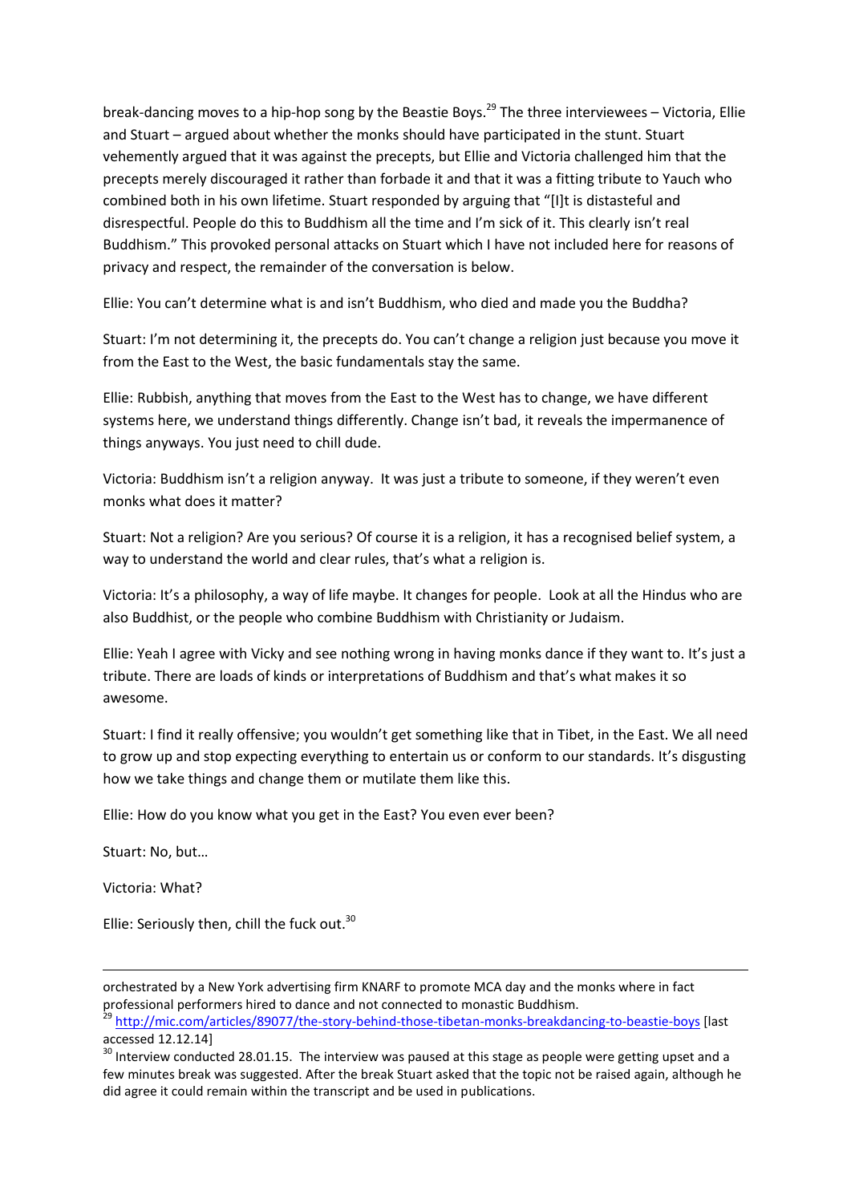break-dancing moves to a hip-hop song by the Beastie Boys.[29] The three interviewees – Victoria, Ellie and Stuart – argued about whether the monks should have participated in the stunt. Stuart vehemently argued that it was against the precepts, but Ellie and Victoria challenged him that the precepts merely discouraged it rather than forbade it and that it was a fitting tribute to Yauch who combined both in his own lifetime. Stuart responded by arguing that "[I]t is distasteful and disrespectful. People do this to Buddhism all the time and I'm sick of it. This clearly isn't real Buddhism." This provoked personal attacks on Stuart which I have not included here for reasons of privacy and respect, the remainder of the conversation is below.

Ellie: You can't determine what is and isn't Buddhism, who died and made you the Buddha?

Stuart: I'm not determining it, the precepts do. You can't change a religion just because you move it from the East to the West, the basic fundamentals stay the same.

Ellie: Rubbish, anything that moves from the East to the West has to change, we have different systems here, we understand things differently. Change isn't bad, it reveals the impermanence of things anyways. You just need to chill dude.

Victoria: Buddhism isn't a religion anyway. It was just a tribute to someone, if they weren't even monks what does it matter?

Stuart: Not a religion? Are you serious? Of course it is a religion, it has a recognised belief system, a way to understand the world and clear rules, that's what a religion is.

Victoria: It's a philosophy, a way of life maybe. It changes for people. Look at all the Hindus who are also Buddhist, or the people who combine Buddhism with Christianity or Judaism.

Ellie: Yeah I agree with Vicky and see nothing wrong in having monks dance if they want to. It's just a tribute. There are loads of kinds or interpretations of Buddhism and that's what makes it so awesome.

Stuart: I find it really offensive; you wouldn't get something like that in Tibet, in the East. We all need to grow up and stop expecting everything to entertain us or conform to our standards. It's disgusting how we take things and change them or mutilate them like this.

Ellie: How do you know what you get in the East? You even ever been?

Stuart: No, but…

Victoria: What?

Ellie: Seriously then, chill the fuck out.[30]

---

orchestrated by a New York advertising firm KNARF to promote MCA day and the monks where in fact professional performers hired to dance and not connected to monastic Buddhism.

[29] http://mic.com/articles/89077/the-story-behind-those-tibetan-monks-breakdancing-to-beastie-boys [last accessed 12.12.14]

[30] Interview conducted 28.01.15. The interview was paused at this stage as people were getting upset and a few minutes break was suggested. After the break Stuart asked that the topic not be raised again, although he did agree it could remain within the transcript and be used in publications.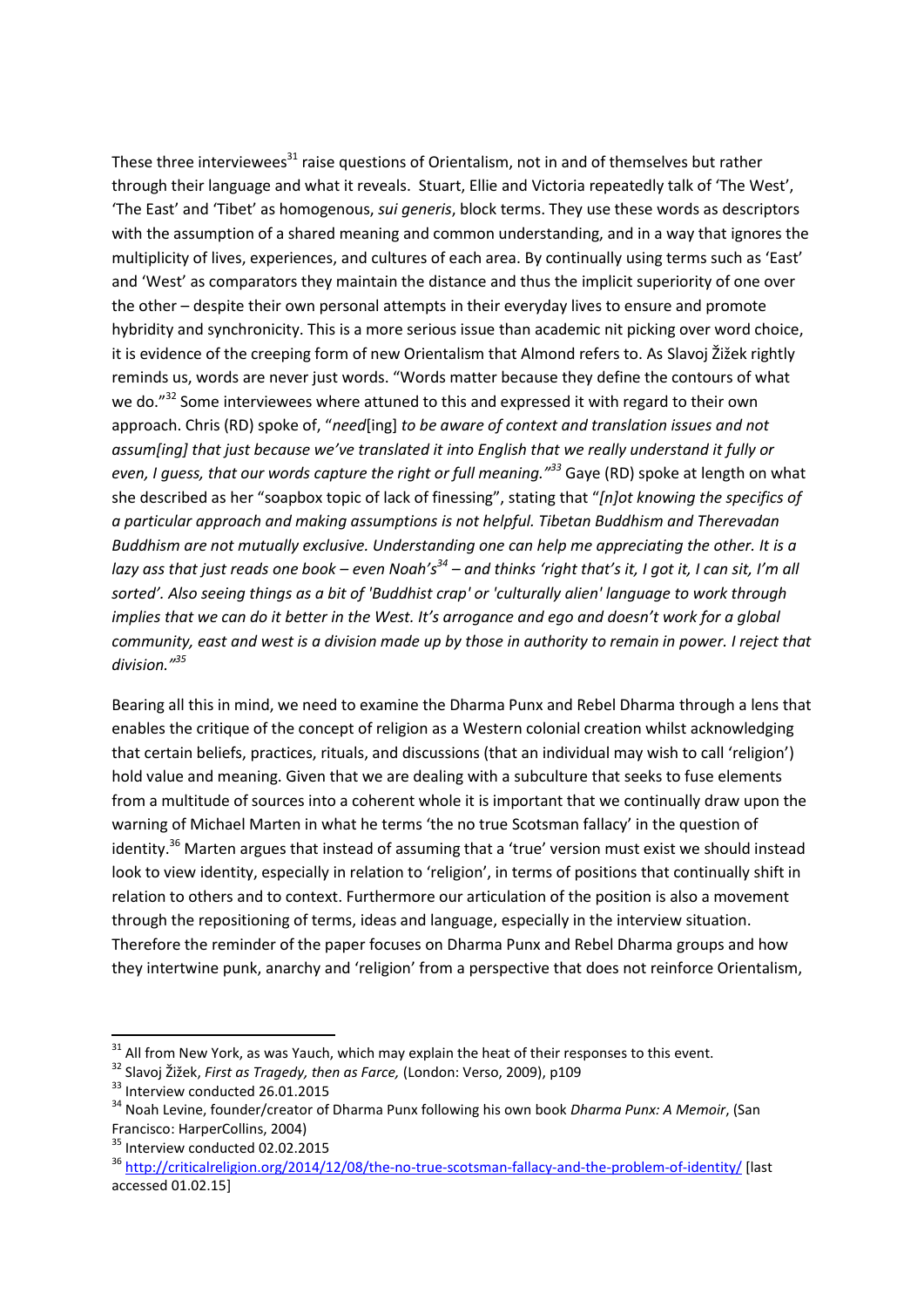These three interviewees[31] raise questions of Orientalism, not in and of themselves but rather through their language and what it reveals. Stuart, Ellie and Victoria repeatedly talk of 'The West', 'The East' and 'Tibet' as homogenous, *sui generis*, block terms. They use these words as descriptors with the assumption of a shared meaning and common understanding, and in a way that ignores the multiplicity of lives, experiences, and cultures of each area. By continually using terms such as 'East' and 'West' as comparators they maintain the distance and thus the implicit superiority of one over the other – despite their own personal attempts in their everyday lives to ensure and promote hybridity and synchronicity. This is a more serious issue than academic nit picking over word choice, it is evidence of the creeping form of new Orientalism that Almond refers to. As Slavoj Žižek rightly reminds us, words are never just words. "Words matter because they define the contours of what we do."[32] Some interviewees where attuned to this and expressed it with regard to their own approach. Chris (RD) spoke of, "*need*[ing] *to be aware of context and translation issues and not assum[ing] that just because we've translated it into English that we really understand it fully or even, I guess, that our words capture the right or full meaning."*[33] Gaye (RD) spoke at length on what she described as her "soapbox topic of lack of finessing", stating that "*[n]ot knowing the specifics of a particular approach and making assumptions is not helpful. Tibetan Buddhism and Therevadan Buddhism are not mutually exclusive. Understanding one can help me appreciating the other. It is a lazy ass that just reads one book – even Noah's*[34] *– and thinks 'right that's it, I got it, I can sit, I'm all sorted'. Also seeing things as a bit of 'Buddhist crap' or 'culturally alien' language to work through implies that we can do it better in the West. It's arrogance and ego and doesn't work for a global community, east and west is a division made up by those in authority to remain in power. I reject that division."*[35]

Bearing all this in mind, we need to examine the Dharma Punx and Rebel Dharma through a lens that enables the critique of the concept of religion as a Western colonial creation whilst acknowledging that certain beliefs, practices, rituals, and discussions (that an individual may wish to call 'religion') hold value and meaning. Given that we are dealing with a subculture that seeks to fuse elements from a multitude of sources into a coherent whole it is important that we continually draw upon the warning of Michael Marten in what he terms 'the no true Scotsman fallacy' in the question of identity.[36] Marten argues that instead of assuming that a 'true' version must exist we should instead look to view identity, especially in relation to 'religion', in terms of positions that continually shift in relation to others and to context. Furthermore our articulation of the position is also a movement through the repositioning of terms, ideas and language, especially in the interview situation. Therefore the reminder of the paper focuses on Dharma Punx and Rebel Dharma groups and how they intertwine punk, anarchy and 'religion' from a perspective that does not reinforce Orientalism,

---

[31] All from New York, as was Yauch, which may explain the heat of their responses to this event.

[32] Slavoj Žižek, *First as Tragedy, then as Farce,* (London: Verso, 2009), p109

[33] Interview conducted 26.01.2015

[34] Noah Levine, founder/creator of Dharma Punx following his own book *Dharma Punx: A Memoir*, (San Francisco: HarperCollins, 2004)

[35] Interview conducted 02.02.2015

[36] http://criticalreligion.org/2014/12/08/the-no-true-scotsman-fallacy-and-the-problem-of-identity/ [last accessed 01.02.15]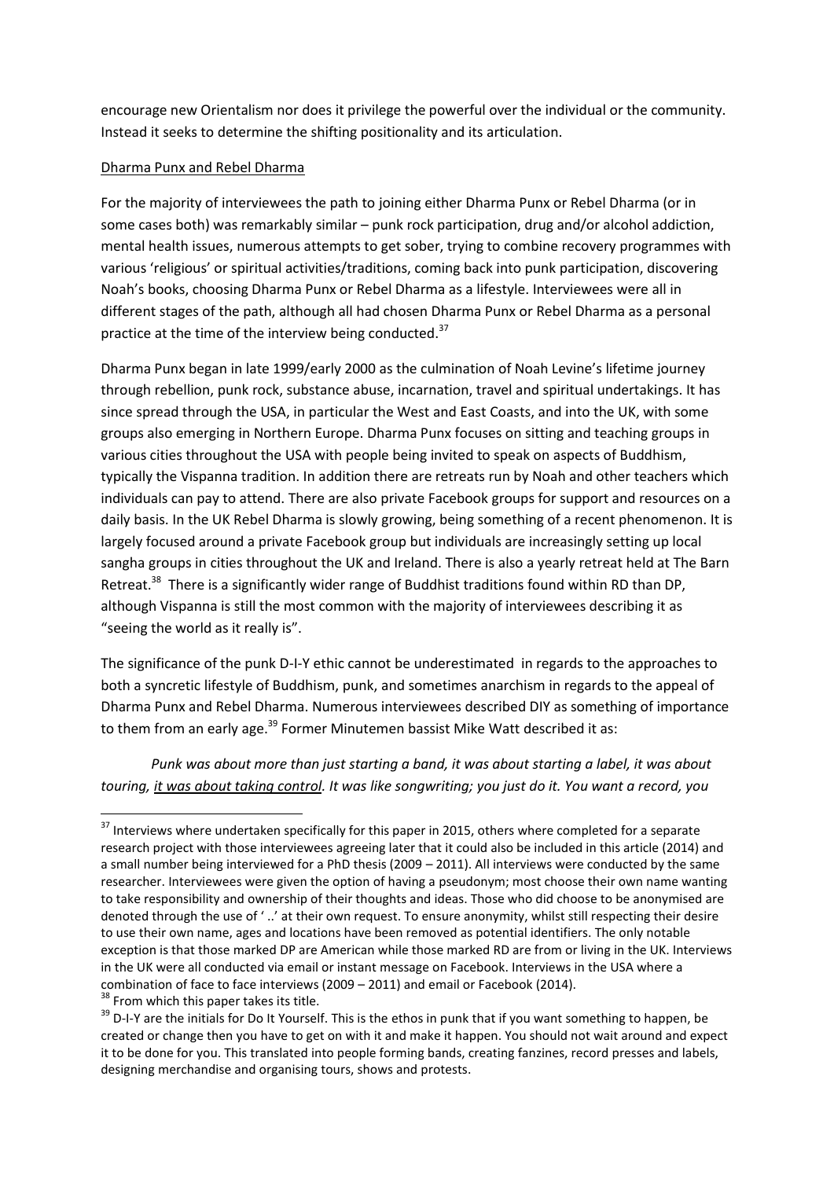encourage new Orientalism nor does it privilege the powerful over the individual or the community. Instead it seeks to determine the shifting positionality and its articulation.

Dharma Punx and Rebel Dharma

For the majority of interviewees the path to joining either Dharma Punx or Rebel Dharma (or in some cases both) was remarkably similar – punk rock participation, drug and/or alcohol addiction, mental health issues, numerous attempts to get sober, trying to combine recovery programmes with various 'religious' or spiritual activities/traditions, coming back into punk participation, discovering Noah's books, choosing Dharma Punx or Rebel Dharma as a lifestyle. Interviewees were all in different stages of the path, although all had chosen Dharma Punx or Rebel Dharma as a personal practice at the time of the interview being conducted.[37]

Dharma Punx began in late 1999/early 2000 as the culmination of Noah Levine's lifetime journey through rebellion, punk rock, substance abuse, incarnation, travel and spiritual undertakings. It has since spread through the USA, in particular the West and East Coasts, and into the UK, with some groups also emerging in Northern Europe. Dharma Punx focuses on sitting and teaching groups in various cities throughout the USA with people being invited to speak on aspects of Buddhism, typically the Vispanna tradition. In addition there are retreats run by Noah and other teachers which individuals can pay to attend. There are also private Facebook groups for support and resources on a daily basis. In the UK Rebel Dharma is slowly growing, being something of a recent phenomenon. It is largely focused around a private Facebook group but individuals are increasingly setting up local sangha groups in cities throughout the UK and Ireland. There is also a yearly retreat held at The Barn Retreat.[38] There is a significantly wider range of Buddhist traditions found within RD than DP, although Vispanna is still the most common with the majority of interviewees describing it as "seeing the world as it really is".

The significance of the punk D-I-Y ethic cannot be underestimated in regards to the approaches to both a syncretic lifestyle of Buddhism, punk, and sometimes anarchism in regards to the appeal of Dharma Punx and Rebel Dharma. Numerous interviewees described DIY as something of importance to them from an early age.[39] Former Minutemen bassist Mike Watt described it as:

> *Punk was about more than just starting a band, it was about starting a label, it was about touring, <u>it was about taking control</u>. It was like songwriting; you just do it. You want a record, you*

---

[37] Interviews where undertaken specifically for this paper in 2015, others where completed for a separate research project with those interviewees agreeing later that it could also be included in this article (2014) and a small number being interviewed for a PhD thesis (2009 – 2011). All interviews were conducted by the same researcher. Interviewees were given the option of having a pseudonym; most choose their own name wanting to take responsibility and ownership of their thoughts and ideas. Those who did choose to be anonymised are denoted through the use of ' ..' at their own request. To ensure anonymity, whilst still respecting their desire to use their own name, ages and locations have been removed as potential identifiers. The only notable exception is that those marked DP are American while those marked RD are from or living in the UK. Interviews in the UK were all conducted via email or instant message on Facebook. Interviews in the USA where a combination of face to face interviews (2009 – 2011) and email or Facebook (2014).

[38] From which this paper takes its title.

[39] D-I-Y are the initials for Do It Yourself. This is the ethos in punk that if you want something to happen, be created or change then you have to get on with it and make it happen. You should not wait around and expect it to be done for you. This translated into people forming bands, creating fanzines, record presses and labels, designing merchandise and organising tours, shows and protests.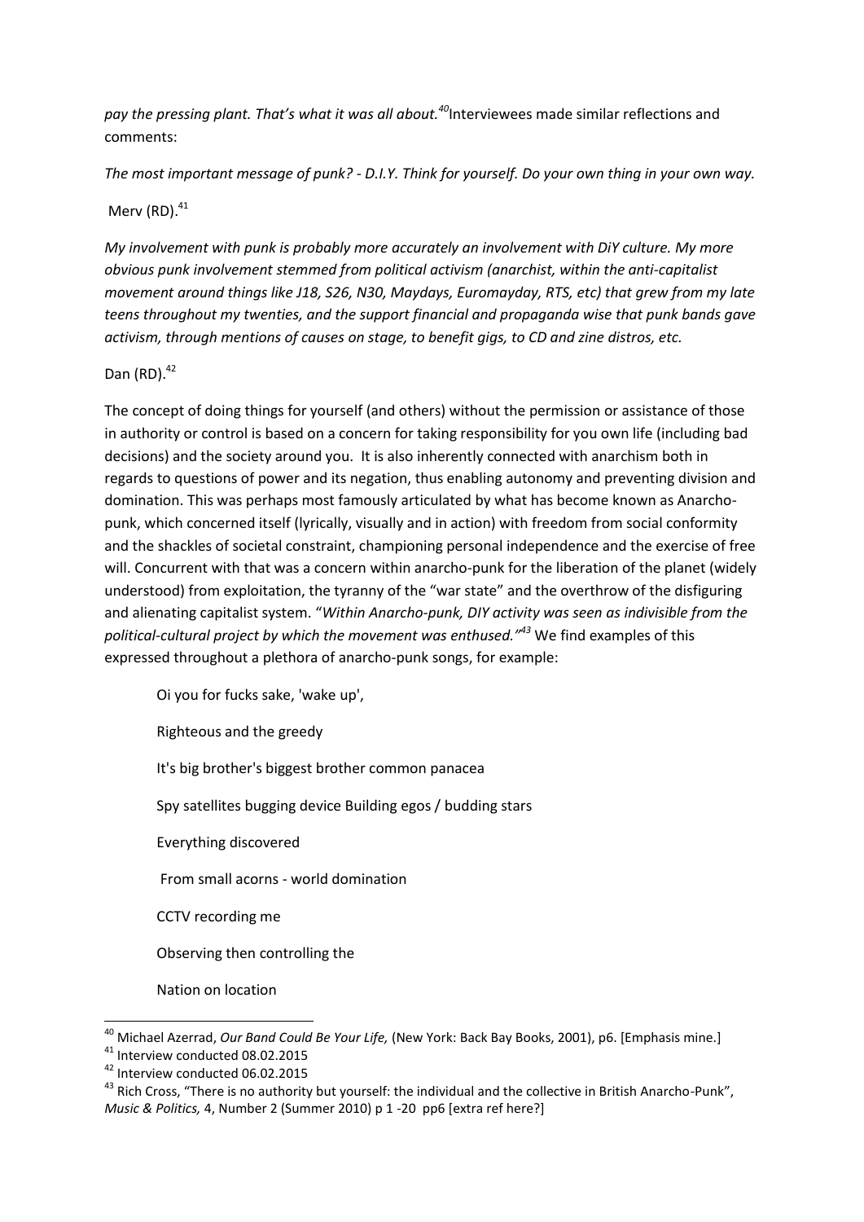*pay the pressing plant. That's what it was all about.*[40] Interviewees made similar reflections and comments:

*The most important message of punk? - D.I.Y. Think for yourself. Do your own thing in your own way.*

Merv (RD).[41]

*My involvement with punk is probably more accurately an involvement with DiY culture. My more obvious punk involvement stemmed from political activism (anarchist, within the anti-capitalist movement around things like J18, S26, N30, Maydays, Euromayday, RTS, etc) that grew from my late teens throughout my twenties, and the support financial and propaganda wise that punk bands gave activism, through mentions of causes on stage, to benefit gigs, to CD and zine distros, etc.*

Dan (RD).[42]

The concept of doing things for yourself (and others) without the permission or assistance of those in authority or control is based on a concern for taking responsibility for you own life (including bad decisions) and the society around you. It is also inherently connected with anarchism both in regards to questions of power and its negation, thus enabling autonomy and preventing division and domination. This was perhaps most famously articulated by what has become known as Anarcho-punk, which concerned itself (lyrically, visually and in action) with freedom from social conformity and the shackles of societal constraint, championing personal independence and the exercise of free will. Concurrent with that was a concern within anarcho-punk for the liberation of the planet (widely understood) from exploitation, the tyranny of the "war state" and the overthrow of the disfiguring and alienating capitalist system. "*Within Anarcho-punk, DIY activity was seen as indivisible from the political-cultural project by which the movement was enthused.*"[43] We find examples of this expressed throughout a plethora of anarcho-punk songs, for example:

> Oi you for fucks sake, 'wake up',
>
> Righteous and the greedy
>
> It's big brother's biggest brother common panacea
>
> Spy satellites bugging device Building egos / budding stars
>
> Everything discovered
>
> From small acorns - world domination
>
> CCTV recording me
>
> Observing then controlling the
>
> Nation on location

---

[40] Michael Azerrad, *Our Band Could Be Your Life,* (New York: Back Bay Books, 2001), p6. [Emphasis mine.]

[41] Interview conducted 08.02.2015

[42] Interview conducted 06.02.2015

[43] Rich Cross, "There is no authority but yourself: the individual and the collective in British Anarcho-Punk", *Music & Politics,* 4, Number 2 (Summer 2010) p 1 -20 pp6 [extra ref here?]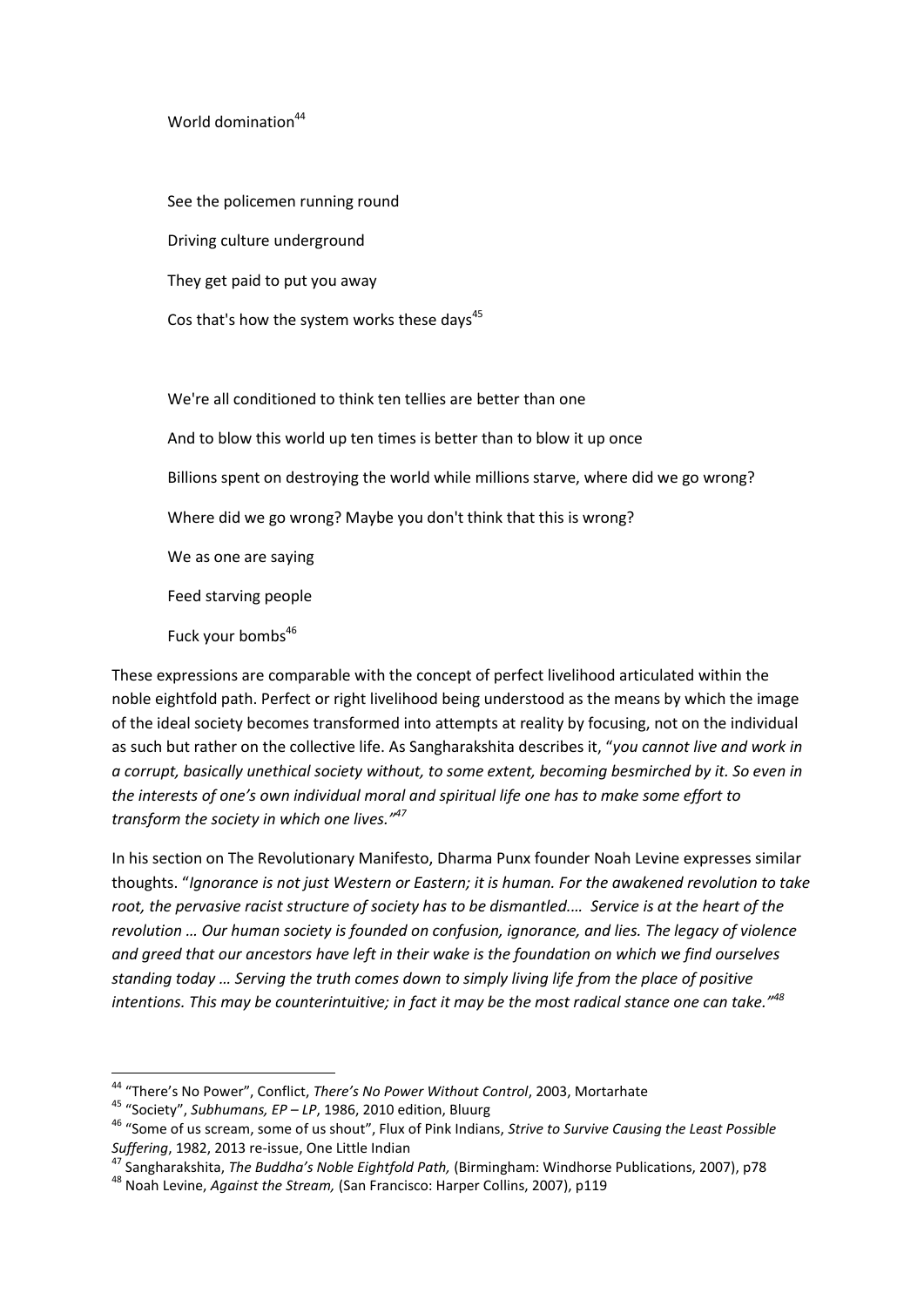World domination[44]

See the policemen running round

Driving culture underground

They get paid to put you away

Cos that's how the system works these days[45]

We're all conditioned to think ten tellies are better than one

And to blow this world up ten times is better than to blow it up once

Billions spent on destroying the world while millions starve, where did we go wrong?

Where did we go wrong? Maybe you don't think that this is wrong?

We as one are saying

Feed starving people

Fuck your bombs[46]

These expressions are comparable with the concept of perfect livelihood articulated within the noble eightfold path. Perfect or right livelihood being understood as the means by which the image of the ideal society becomes transformed into attempts at reality by focusing, not on the individual as such but rather on the collective life. As Sangharakshita describes it, "*you cannot live and work in a corrupt, basically unethical society without, to some extent, becoming besmirched by it. So even in the interests of one's own individual moral and spiritual life one has to make some effort to transform the society in which one lives."*[47]

In his section on The Revolutionary Manifesto, Dharma Punx founder Noah Levine expresses similar thoughts. "*Ignorance is not just Western or Eastern; it is human. For the awakened revolution to take root, the pervasive racist structure of society has to be dismantled.... Service is at the heart of the revolution … Our human society is founded on confusion, ignorance, and lies. The legacy of violence and greed that our ancestors have left in their wake is the foundation on which we find ourselves standing today … Serving the truth comes down to simply living life from the place of positive intentions. This may be counterintuitive; in fact it may be the most radical stance one can take."*[48]

---

[44] "There's No Power", Conflict, *There's No Power Without Control*, 2003, Mortarhate

[45] "Society", *Subhumans, EP – LP*, 1986, 2010 edition, Bluurg

[46] "Some of us scream, some of us shout", Flux of Pink Indians, *Strive to Survive Causing the Least Possible Suffering*, 1982, 2013 re-issue, One Little Indian

[47] Sangharakshita, *The Buddha's Noble Eightfold Path,* (Birmingham: Windhorse Publications, 2007), p78

[48] Noah Levine, *Against the Stream,* (San Francisco: Harper Collins, 2007), p119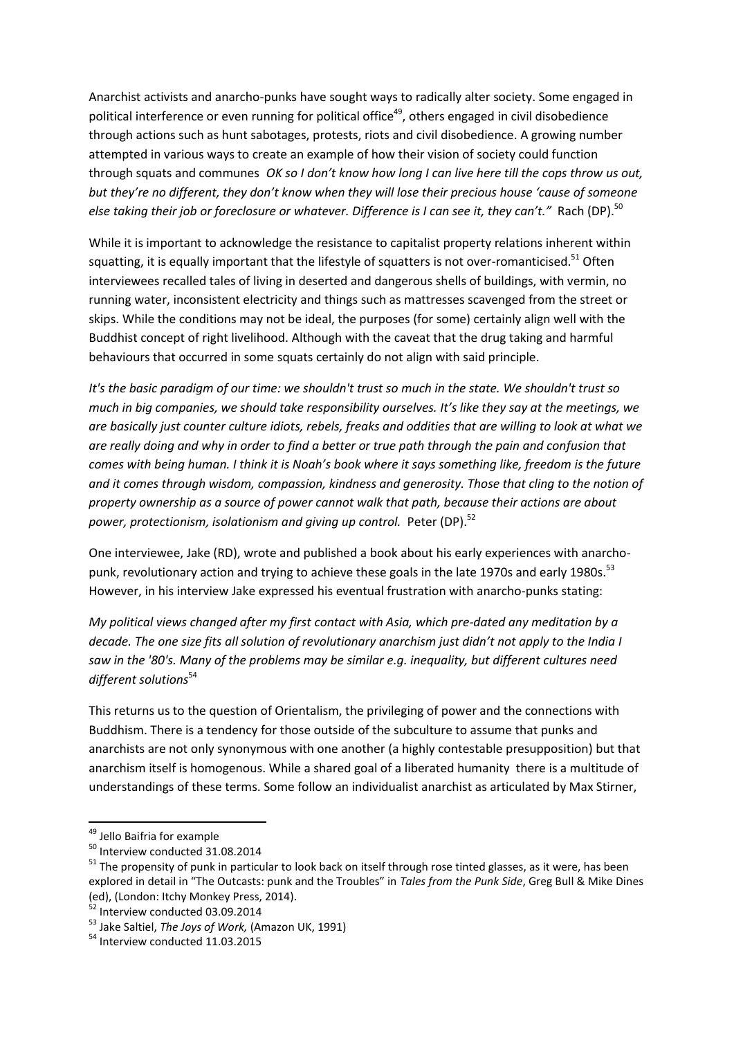Anarchist activists and anarcho-punks have sought ways to radically alter society. Some engaged in political interference or even running for political office[49], others engaged in civil disobedience through actions such as hunt sabotages, protests, riots and civil disobedience. A growing number attempted in various ways to create an example of how their vision of society could function through squats and communes *OK so I don't know how long I can live here till the cops throw us out, but they're no different, they don't know when they will lose their precious house 'cause of someone else taking their job or foreclosure or whatever. Difference is I can see it, they can't."* Rach (DP).[50]

While it is important to acknowledge the resistance to capitalist property relations inherent within squatting, it is equally important that the lifestyle of squatters is not over-romanticised.[51] Often interviewees recalled tales of living in deserted and dangerous shells of buildings, with vermin, no running water, inconsistent electricity and things such as mattresses scavenged from the street or skips. While the conditions may not be ideal, the purposes (for some) certainly align well with the Buddhist concept of right livelihood. Although with the caveat that the drug taking and harmful behaviours that occurred in some squats certainly do not align with said principle.

*It's the basic paradigm of our time: we shouldn't trust so much in the state. We shouldn't trust so much in big companies, we should take responsibility ourselves. It's like they say at the meetings, we are basically just counter culture idiots, rebels, freaks and oddities that are willing to look at what we are really doing and why in order to find a better or true path through the pain and confusion that comes with being human. I think it is Noah's book where it says something like, freedom is the future and it comes through wisdom, compassion, kindness and generosity. Those that cling to the notion of property ownership as a source of power cannot walk that path, because their actions are about power, protectionism, isolationism and giving up control.* Peter (DP).[52]

One interviewee, Jake (RD), wrote and published a book about his early experiences with anarcho-punk, revolutionary action and trying to achieve these goals in the late 1970s and early 1980s.[53] However, in his interview Jake expressed his eventual frustration with anarcho-punks stating:

*My political views changed after my first contact with Asia, which pre-dated any meditation by a decade. The one size fits all solution of revolutionary anarchism just didn't not apply to the India I saw in the '80's. Many of the problems may be similar e.g. inequality, but different cultures need different solutions*[54]

This returns us to the question of Orientalism, the privileging of power and the connections with Buddhism. There is a tendency for those outside of the subculture to assume that punks and anarchists are not only synonymous with one another (a highly contestable presupposition) but that anarchism itself is homogenous. While a shared goal of a liberated humanity there is a multitude of understandings of these terms. Some follow an individualist anarchist as articulated by Max Stirner,

---

[49] Jello Baifria for example

[50] Interview conducted 31.08.2014

[51] The propensity of punk in particular to look back on itself through rose tinted glasses, as it were, has been explored in detail in "The Outcasts: punk and the Troubles" in *Tales from the Punk Side*, Greg Bull & Mike Dines (ed), (London: Itchy Monkey Press, 2014).

[52] Interview conducted 03.09.2014

[53] Jake Saltiel, *The Joys of Work,* (Amazon UK, 1991)

[54] Interview conducted 11.03.2015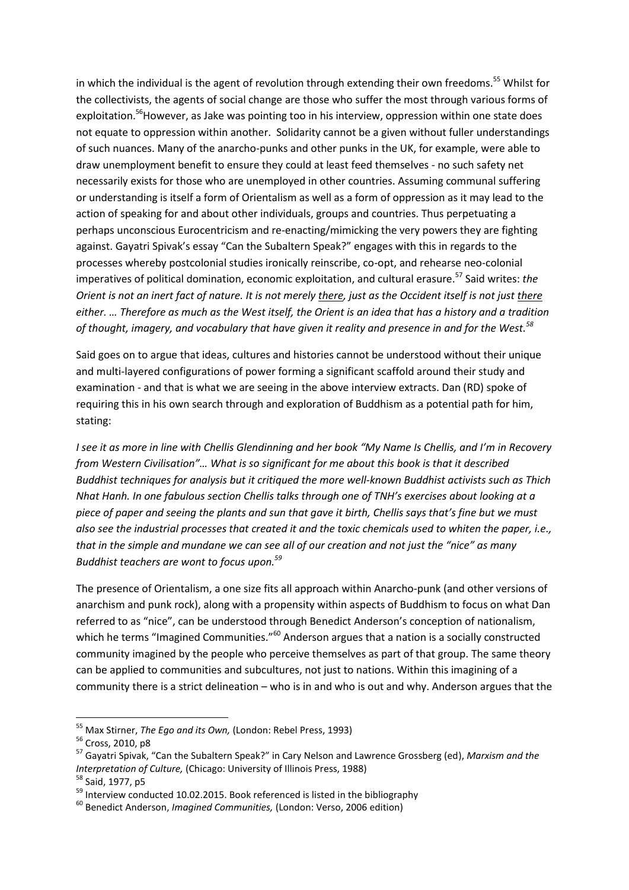in which the individual is the agent of revolution through extending their own freedoms.[55] Whilst for the collectivists, the agents of social change are those who suffer the most through various forms of exploitation.[56]However, as Jake was pointing too in his interview, oppression within one state does not equate to oppression within another. Solidarity cannot be a given without fuller understandings of such nuances. Many of the anarcho-punks and other punks in the UK, for example, were able to draw unemployment benefit to ensure they could at least feed themselves - no such safety net necessarily exists for those who are unemployed in other countries. Assuming communal suffering or understanding is itself a form of Orientalism as well as a form of oppression as it may lead to the action of speaking for and about other individuals, groups and countries. Thus perpetuating a perhaps unconscious Eurocentricism and re-enacting/mimicking the very powers they are fighting against. Gayatri Spivak's essay "Can the Subaltern Speak?" engages with this in regards to the processes whereby postcolonial studies ironically reinscribe, co-opt, and rehearse neo-colonial imperatives of political domination, economic exploitation, and cultural erasure.[57] Said writes: *the Orient is not an inert fact of nature. It is not merely there, just as the Occident itself is not just there either. … Therefore as much as the West itself, the Orient is an idea that has a history and a tradition of thought, imagery, and vocabulary that have given it reality and presence in and for the West.*[58]

Said goes on to argue that ideas, cultures and histories cannot be understood without their unique and multi-layered configurations of power forming a significant scaffold around their study and examination - and that is what we are seeing in the above interview extracts. Dan (RD) spoke of requiring this in his own search through and exploration of Buddhism as a potential path for him, stating:

*I see it as more in line with Chellis Glendinning and her book "My Name Is Chellis, and I'm in Recovery from Western Civilisation"… What is so significant for me about this book is that it described Buddhist techniques for analysis but it critiqued the more well-known Buddhist activists such as Thich Nhat Hanh. In one fabulous section Chellis talks through one of TNH's exercises about looking at a piece of paper and seeing the plants and sun that gave it birth, Chellis says that's fine but we must also see the industrial processes that created it and the toxic chemicals used to whiten the paper, i.e., that in the simple and mundane we can see all of our creation and not just the "nice" as many Buddhist teachers are wont to focus upon.*[59]

The presence of Orientalism, a one size fits all approach within Anarcho-punk (and other versions of anarchism and punk rock), along with a propensity within aspects of Buddhism to focus on what Dan referred to as "nice", can be understood through Benedict Anderson's conception of nationalism, which he terms "Imagined Communities."[60] Anderson argues that a nation is a socially constructed community imagined by the people who perceive themselves as part of that group. The same theory can be applied to communities and subcultures, not just to nations. Within this imagining of a community there is a strict delineation – who is in and who is out and why. Anderson argues that the

---

[55] Max Stirner, *The Ego and its Own,* (London: Rebel Press, 1993)

[56] Cross, 2010, p8

[57] Gayatri Spivak, "Can the Subaltern Speak?" in Cary Nelson and Lawrence Grossberg (ed), *Marxism and the Interpretation of Culture,* (Chicago: University of Illinois Press, 1988)

[58] Said, 1977, p5

[59] Interview conducted 10.02.2015. Book referenced is listed in the bibliography

[60] Benedict Anderson, *Imagined Communities,* (London: Verso, 2006 edition)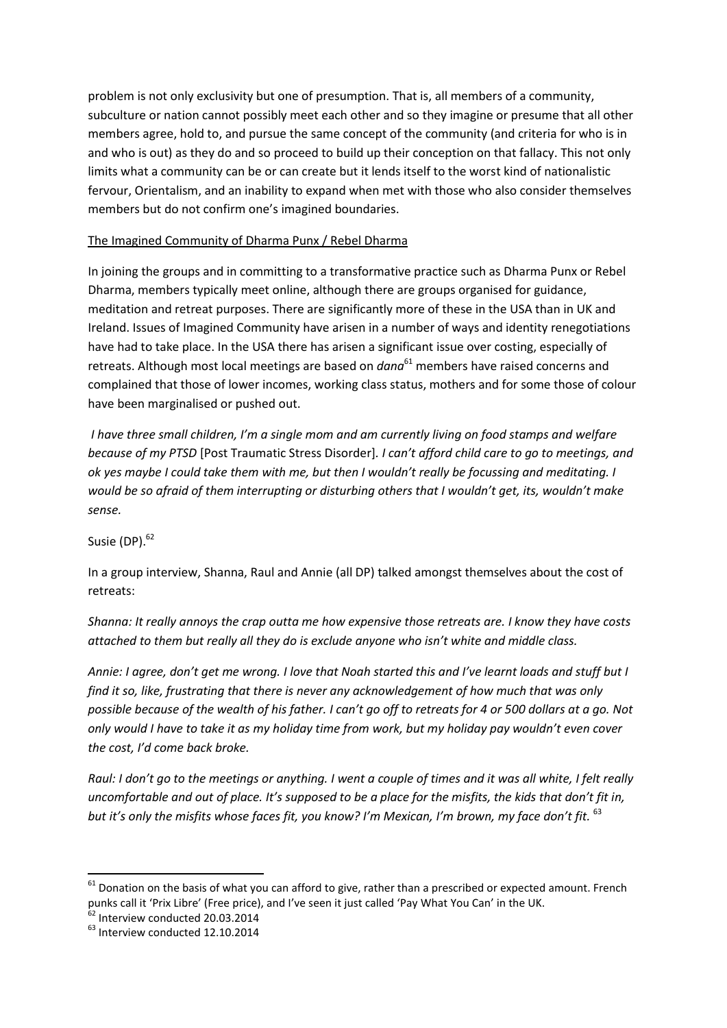problem is not only exclusivity but one of presumption. That is, all members of a community, subculture or nation cannot possibly meet each other and so they imagine or presume that all other members agree, hold to, and pursue the same concept of the community (and criteria for who is in and who is out) as they do and so proceed to build up their conception on that fallacy. This not only limits what a community can be or can create but it lends itself to the worst kind of nationalistic fervour, Orientalism, and an inability to expand when met with those who also consider themselves members but do not confirm one's imagined boundaries.

<u>The Imagined Community of Dharma Punx / Rebel Dharma</u>

In joining the groups and in committing to a transformative practice such as Dharma Punx or Rebel Dharma, members typically meet online, although there are groups organised for guidance, meditation and retreat purposes. There are significantly more of these in the USA than in UK and Ireland. Issues of Imagined Community have arisen in a number of ways and identity renegotiations have had to take place. In the USA there has arisen a significant issue over costing, especially of retreats. Although most local meetings are based on *dana*[61] members have raised concerns and complained that those of lower incomes, working class status, mothers and for some those of colour have been marginalised or pushed out.

*I have three small children, I'm a single mom and am currently living on food stamps and welfare because of my PTSD* [Post Traumatic Stress Disorder]*. I can't afford child care to go to meetings, and ok yes maybe I could take them with me, but then I wouldn't really be focussing and meditating. I would be so afraid of them interrupting or disturbing others that I wouldn't get, its, wouldn't make sense.*

Susie (DP).[62]

In a group interview, Shanna, Raul and Annie (all DP) talked amongst themselves about the cost of retreats:

*Shanna: It really annoys the crap outta me how expensive those retreats are. I know they have costs attached to them but really all they do is exclude anyone who isn't white and middle class.*

*Annie: I agree, don't get me wrong. I love that Noah started this and I've learnt loads and stuff but I find it so, like, frustrating that there is never any acknowledgement of how much that was only possible because of the wealth of his father. I can't go off to retreats for 4 or 500 dollars at a go. Not only would I have to take it as my holiday time from work, but my holiday pay wouldn't even cover the cost, I'd come back broke.*

*Raul: I don't go to the meetings or anything. I went a couple of times and it was all white, I felt really uncomfortable and out of place. It's supposed to be a place for the misfits, the kids that don't fit in, but it's only the misfits whose faces fit, you know? I'm Mexican, I'm brown, my face don't fit.* [63]

---

[61] Donation on the basis of what you can afford to give, rather than a prescribed or expected amount. French punks call it 'Prix Libre' (Free price), and I've seen it just called 'Pay What You Can' in the UK.

[62] Interview conducted 20.03.2014

[63] Interview conducted 12.10.2014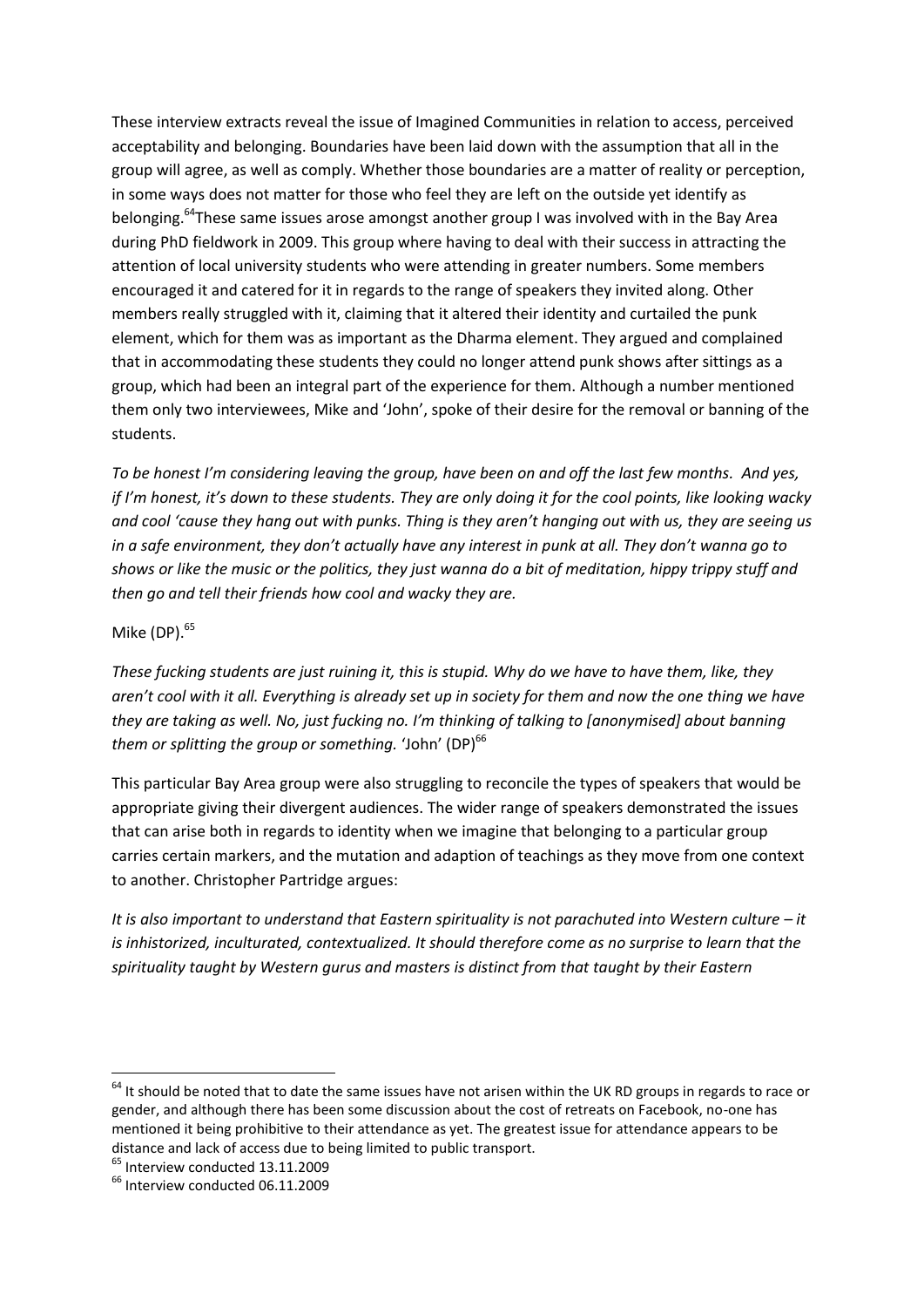These interview extracts reveal the issue of Imagined Communities in relation to access, perceived acceptability and belonging. Boundaries have been laid down with the assumption that all in the group will agree, as well as comply. Whether those boundaries are a matter of reality or perception, in some ways does not matter for those who feel they are left on the outside yet identify as belonging.[64]These same issues arose amongst another group I was involved with in the Bay Area during PhD fieldwork in 2009. This group where having to deal with their success in attracting the attention of local university students who were attending in greater numbers. Some members encouraged it and catered for it in regards to the range of speakers they invited along. Other members really struggled with it, claiming that it altered their identity and curtailed the punk element, which for them was as important as the Dharma element. They argued and complained that in accommodating these students they could no longer attend punk shows after sittings as a group, which had been an integral part of the experience for them. Although a number mentioned them only two interviewees, Mike and 'John', spoke of their desire for the removal or banning of the students.

*To be honest I'm considering leaving the group, have been on and off the last few months. And yes, if I'm honest, it's down to these students. They are only doing it for the cool points, like looking wacky and cool 'cause they hang out with punks. Thing is they aren't hanging out with us, they are seeing us in a safe environment, they don't actually have any interest in punk at all. They don't wanna go to shows or like the music or the politics, they just wanna do a bit of meditation, hippy trippy stuff and then go and tell their friends how cool and wacky they are.*

Mike (DP).[65]

*These fucking students are just ruining it, this is stupid. Why do we have to have them, like, they aren't cool with it all. Everything is already set up in society for them and now the one thing we have they are taking as well. No, just fucking no. I'm thinking of talking to [anonymised] about banning them or splitting the group or something.* 'John' (DP)[66]

This particular Bay Area group were also struggling to reconcile the types of speakers that would be appropriate giving their divergent audiences. The wider range of speakers demonstrated the issues that can arise both in regards to identity when we imagine that belonging to a particular group carries certain markers, and the mutation and adaption of teachings as they move from one context to another. Christopher Partridge argues:

*It is also important to understand that Eastern spirituality is not parachuted into Western culture – it is inhistorized, inculturated, contextualized. It should therefore come as no surprise to learn that the spirituality taught by Western gurus and masters is distinct from that taught by their Eastern*

---

[64] It should be noted that to date the same issues have not arisen within the UK RD groups in regards to race or gender, and although there has been some discussion about the cost of retreats on Facebook, no-one has mentioned it being prohibitive to their attendance as yet. The greatest issue for attendance appears to be distance and lack of access due to being limited to public transport.

[65] Interview conducted 13.11.2009

[66] Interview conducted 06.11.2009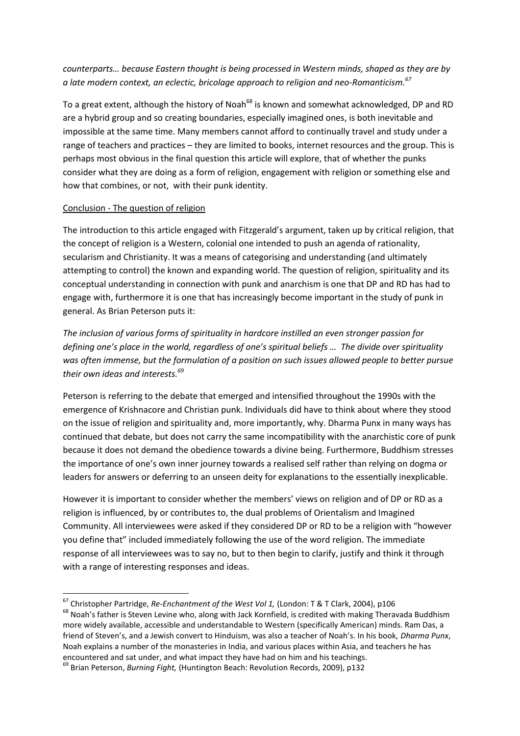*counterparts… because Eastern thought is being processed in Western minds, shaped as they are by a late modern context, an eclectic, bricolage approach to religion and neo-Romanticism.*[67]

To a great extent, although the history of Noah[68] is known and somewhat acknowledged, DP and RD are a hybrid group and so creating boundaries, especially imagined ones, is both inevitable and impossible at the same time. Many members cannot afford to continually travel and study under a range of teachers and practices – they are limited to books, internet resources and the group. This is perhaps most obvious in the final question this article will explore, that of whether the punks consider what they are doing as a form of religion, engagement with religion or something else and how that combines, or not, with their punk identity.

## Conclusion - The question of religion

The introduction to this article engaged with Fitzgerald's argument, taken up by critical religion, that the concept of religion is a Western, colonial one intended to push an agenda of rationality, secularism and Christianity. It was a means of categorising and understanding (and ultimately attempting to control) the known and expanding world. The question of religion, spirituality and its conceptual understanding in connection with punk and anarchism is one that DP and RD has had to engage with, furthermore it is one that has increasingly become important in the study of punk in general. As Brian Peterson puts it:

*The inclusion of various forms of spirituality in hardcore instilled an even stronger passion for defining one's place in the world, regardless of one's spiritual beliefs … The divide over spirituality was often immense, but the formulation of a position on such issues allowed people to better pursue their own ideas and interests.*[69]

Peterson is referring to the debate that emerged and intensified throughout the 1990s with the emergence of Krishnacore and Christian punk. Individuals did have to think about where they stood on the issue of religion and spirituality and, more importantly, why. Dharma Punx in many ways has continued that debate, but does not carry the same incompatibility with the anarchistic core of punk because it does not demand the obedience towards a divine being. Furthermore, Buddhism stresses the importance of one's own inner journey towards a realised self rather than relying on dogma or leaders for answers or deferring to an unseen deity for explanations to the essentially inexplicable.

However it is important to consider whether the members' views on religion and of DP or RD as a religion is influenced, by or contributes to, the dual problems of Orientalism and Imagined Community. All interviewees were asked if they considered DP or RD to be a religion with "however you define that" included immediately following the use of the word religion. The immediate response of all interviewees was to say no, but to then begin to clarify, justify and think it through with a range of interesting responses and ideas.

---

[67] Christopher Partridge, *Re-Enchantment of the West Vol 1,* (London: T & T Clark, 2004), p106

[68] Noah's father is Steven Levine who, along with Jack Kornfield, is credited with making Theravada Buddhism more widely available, accessible and understandable to Western (specifically American) minds. Ram Das, a friend of Steven's, and a Jewish convert to Hinduism, was also a teacher of Noah's. In his book, *Dharma Punx*, Noah explains a number of the monasteries in India, and various places within Asia, and teachers he has encountered and sat under, and what impact they have had on him and his teachings.

[69] Brian Peterson, *Burning Fight,* (Huntington Beach: Revolution Records, 2009), p132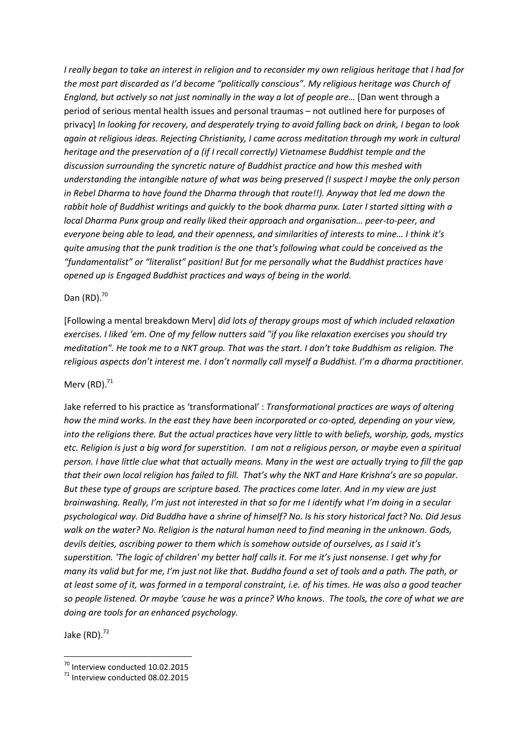*I really began to take an interest in religion and to reconsider my own religious heritage that I had for the most part discarded as I'd become "politically conscious". My religious heritage was Church of England, but actively so not just nominally in the way a lot of people are…* [Dan went through a period of serious mental health issues and personal traumas – not outlined here for purposes of privacy] *In looking for recovery, and desperately trying to avoid falling back on drink, I began to look again at religious ideas. Rejecting Christianity, I came across meditation through my work in cultural heritage and the preservation of a (if I recall correctly) Vietnamese Buddhist temple and the discussion surrounding the syncretic nature of Buddhist practice and how this meshed with understanding the intangible nature of what was being preserved (I suspect I maybe the only person in Rebel Dharma to have found the Dharma through that route!!). Anyway that led me down the rabbit hole of Buddhist writings and quickly to the book dharma punx. Later I started sitting with a local Dharma Punx group and really liked their approach and organisation… peer-to-peer, and everyone being able to lead, and their openness, and similarities of interests to mine… I think it's quite amusing that the punk tradition is the one that's following what could be conceived as the "fundamentalist" or "literalist" position! But for me personally what the Buddhist practices have opened up is Engaged Buddhist practices and ways of being in the world.*

Dan (RD).[70]

[Following a mental breakdown Merv] *did lots of therapy groups most of which included relaxation exercises. I liked 'em. One of my fellow nutters said "if you like relaxation exercises you should try meditation". He took me to a NKT group. That was the start. I don't take Buddhism as religion. The religious aspects don't interest me. I don't normally call myself a Buddhist. I'm a dharma practitioner.*

Merv (RD).[71]

Jake referred to his practice as 'transformational' : *Transformational practices are ways of altering how the mind works. In the east they have been incorporated or co-opted, depending on your view, into the religions there. But the actual practices have very little to with beliefs, worship, gods, mystics etc. Religion is just a big word for superstition. I am not a religious person, or maybe even a spiritual person. I have little clue what that actually means. Many in the west are actually trying to fill the gap that their own local religion has failed to fill. That's why the NKT and Hare Krishna's are so popular. But these type of groups are scripture based. The practices come later. And in my view are just brainwashing. Really, I'm just not interested in that so for me I identify what I'm doing in a secular psychological way. Did Buddha have a shrine of himself? No. Is his story historical fact? No. Did Jesus walk on the water? No. Religion is the natural human need to find meaning in the unknown. Gods, devils deities, ascribing power to them which is somehow outside of ourselves, as I said it's superstition. 'The logic of children' my better half calls it. For me it's just nonsense. I get why for many its valid but for me, I'm just not like that. Buddha found a set of tools and a path. The path, or at least some of it, was formed in a temporal constraint, i.e. of his times. He was also a good teacher so people listened. Or maybe 'cause he was a prince? Who knows. The tools, the core of what we are doing are tools for an enhanced psychology.*

Jake (RD).[72]

---

[70] Interview conducted 10.02.2015

[71] Interview conducted 08.02.2015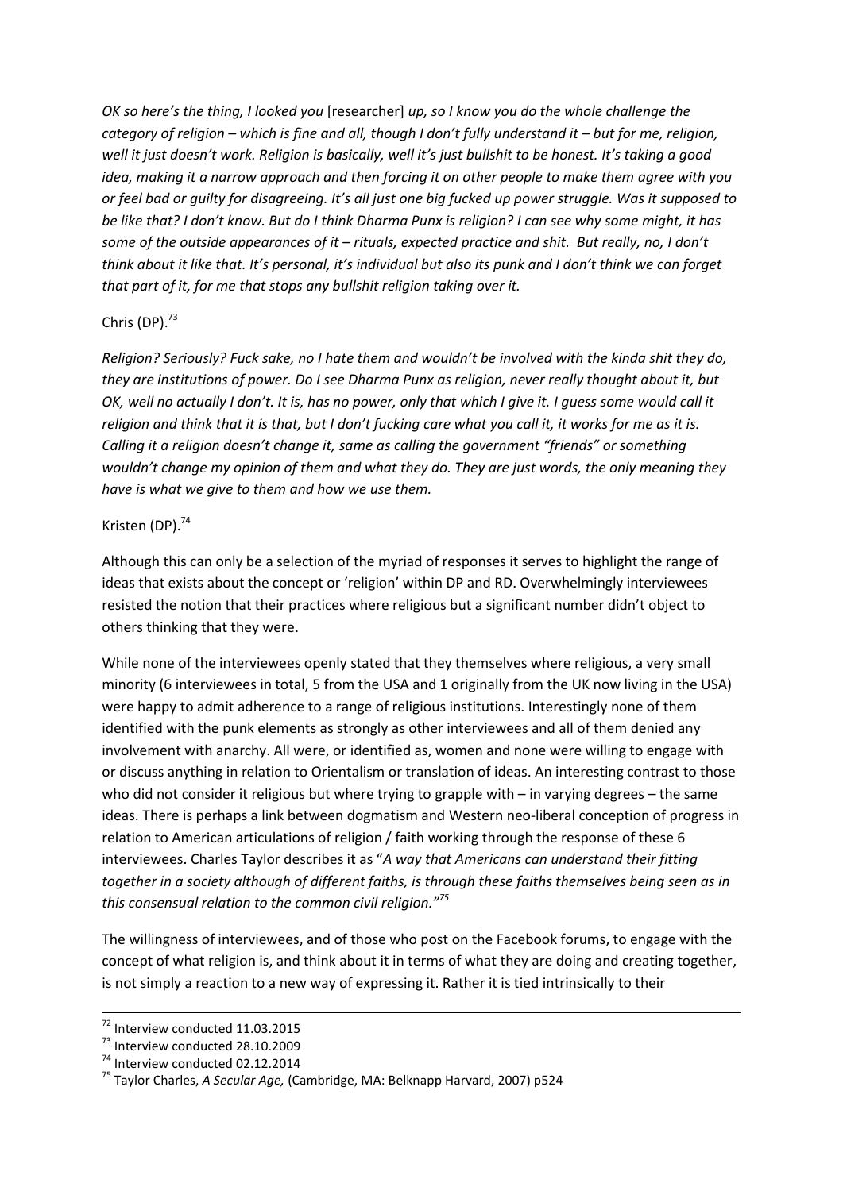*OK so here's the thing, I looked you* [researcher] *up, so I know you do the whole challenge the category of religion – which is fine and all, though I don't fully understand it – but for me, religion, well it just doesn't work. Religion is basically, well it's just bullshit to be honest. It's taking a good idea, making it a narrow approach and then forcing it on other people to make them agree with you or feel bad or guilty for disagreeing. It's all just one big fucked up power struggle. Was it supposed to be like that? I don't know. But do I think Dharma Punx is religion? I can see why some might, it has some of the outside appearances of it – rituals, expected practice and shit. But really, no, I don't think about it like that. It's personal, it's individual but also its punk and I don't think we can forget that part of it, for me that stops any bullshit religion taking over it.*

Chris (DP).[73]

*Religion? Seriously? Fuck sake, no I hate them and wouldn't be involved with the kinda shit they do, they are institutions of power. Do I see Dharma Punx as religion, never really thought about it, but OK, well no actually I don't. It is, has no power, only that which I give it. I guess some would call it religion and think that it is that, but I don't fucking care what you call it, it works for me as it is. Calling it a religion doesn't change it, same as calling the government "friends" or something wouldn't change my opinion of them and what they do. They are just words, the only meaning they have is what we give to them and how we use them.*

Kristen (DP).[74]

Although this can only be a selection of the myriad of responses it serves to highlight the range of ideas that exists about the concept or 'religion' within DP and RD. Overwhelmingly interviewees resisted the notion that their practices where religious but a significant number didn't object to others thinking that they were.

While none of the interviewees openly stated that they themselves where religious, a very small minority (6 interviewees in total, 5 from the USA and 1 originally from the UK now living in the USA) were happy to admit adherence to a range of religious institutions. Interestingly none of them identified with the punk elements as strongly as other interviewees and all of them denied any involvement with anarchy. All were, or identified as, women and none were willing to engage with or discuss anything in relation to Orientalism or translation of ideas. An interesting contrast to those who did not consider it religious but where trying to grapple with – in varying degrees – the same ideas. There is perhaps a link between dogmatism and Western neo-liberal conception of progress in relation to American articulations of religion / faith working through the response of these 6 interviewees. Charles Taylor describes it as "*A way that Americans can understand their fitting together in a society although of different faiths, is through these faiths themselves being seen as in this consensual relation to the common civil religion."*[75]

The willingness of interviewees, and of those who post on the Facebook forums, to engage with the concept of what religion is, and think about it in terms of what they are doing and creating together, is not simply a reaction to a new way of expressing it. Rather it is tied intrinsically to their

---

[72] Interview conducted 11.03.2015

[73] Interview conducted 28.10.2009

[74] Interview conducted 02.12.2014

[75] Taylor Charles, *A Secular Age,* (Cambridge, MA: Belknapp Harvard, 2007) p524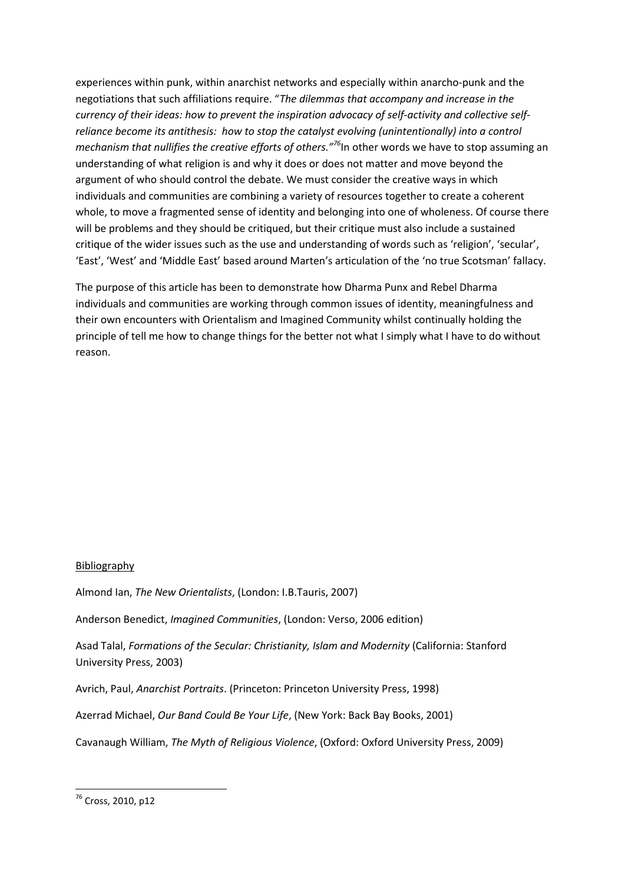experiences within punk, within anarchist networks and especially within anarcho-punk and the negotiations that such affiliations require. "*The dilemmas that accompany and increase in the currency of their ideas: how to prevent the inspiration advocacy of self-activity and collective self-reliance become its antithesis: how to stop the catalyst evolving (unintentionally) into a control mechanism that nullifies the creative efforts of others."*[76] In other words we have to stop assuming an understanding of what religion is and why it does or does not matter and move beyond the argument of who should control the debate. We must consider the creative ways in which individuals and communities are combining a variety of resources together to create a coherent whole, to move a fragmented sense of identity and belonging into one of wholeness. Of course there will be problems and they should be critiqued, but their critique must also include a sustained critique of the wider issues such as the use and understanding of words such as 'religion', 'secular', 'East', 'West' and 'Middle East' based around Marten's articulation of the 'no true Scotsman' fallacy.

The purpose of this article has been to demonstrate how Dharma Punx and Rebel Dharma individuals and communities are working through common issues of identity, meaningfulness and their own encounters with Orientalism and Imagined Community whilst continually holding the principle of tell me how to change things for the better not what I simply what I have to do without reason.

<u>Bibliography</u>

Almond Ian, *The New Orientalists*, (London: I.B.Tauris, 2007)

Anderson Benedict, *Imagined Communities*, (London: Verso, 2006 edition)

Asad Talal, *Formations of the Secular: Christianity, Islam and Modernity* (California: Stanford University Press, 2003)

Avrich, Paul, *Anarchist Portraits*. (Princeton: Princeton University Press, 1998)

Azerrad Michael, *Our Band Could Be Your Life*, (New York: Back Bay Books, 2001)

Cavanaugh William, *The Myth of Religious Violence*, (Oxford: Oxford University Press, 2009)

---

[76] Cross, 2010, p12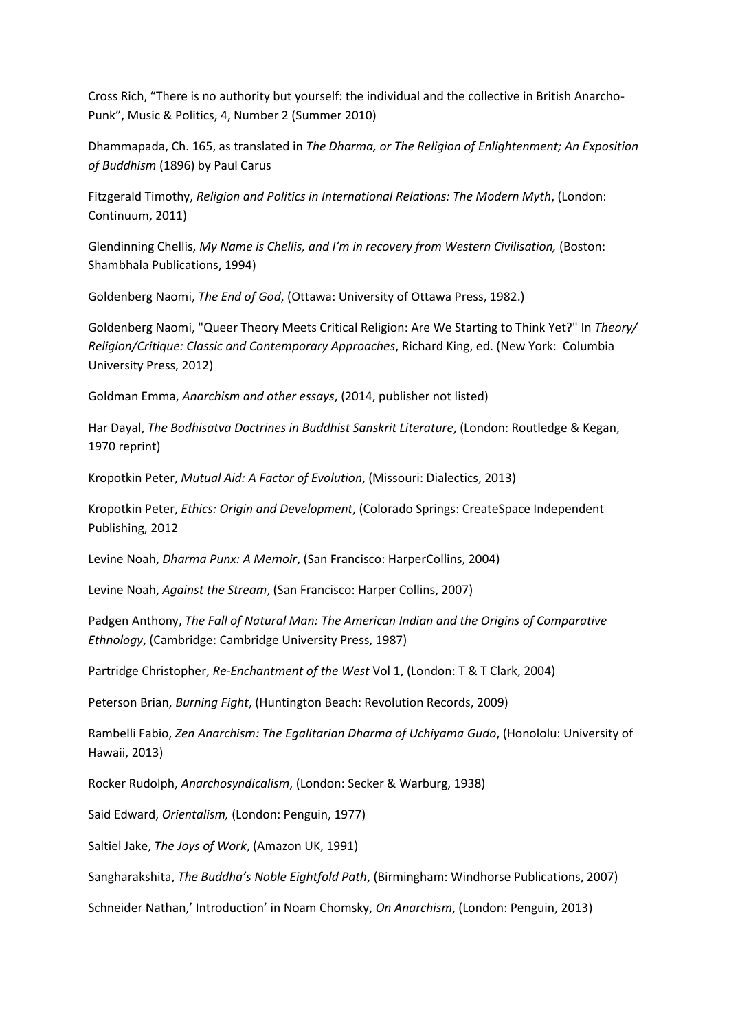Cross Rich, "There is no authority but yourself: the individual and the collective in British Anarcho-Punk", Music & Politics, 4, Number 2 (Summer 2010)

Dhammapada, Ch. 165, as translated in *The Dharma, or The Religion of Enlightenment; An Exposition of Buddhism* (1896) by Paul Carus

Fitzgerald Timothy, *Religion and Politics in International Relations: The Modern Myth*, (London: Continuum, 2011)

Glendinning Chellis, *My Name is Chellis, and I'm in recovery from Western Civilisation,* (Boston: Shambhala Publications, 1994)

Goldenberg Naomi, *The End of God*, (Ottawa: University of Ottawa Press, 1982.)

Goldenberg Naomi, "Queer Theory Meets Critical Religion: Are We Starting to Think Yet?" In *Theory/ Religion/Critique: Classic and Contemporary Approaches*, Richard King, ed. (New York: Columbia University Press, 2012)

Goldman Emma, *Anarchism and other essays*, (2014, publisher not listed)

Har Dayal, *The Bodhisatva Doctrines in Buddhist Sanskrit Literature*, (London: Routledge & Kegan, 1970 reprint)

Kropotkin Peter, *Mutual Aid: A Factor of Evolution*, (Missouri: Dialectics, 2013)

Kropotkin Peter, *Ethics: Origin and Development*, (Colorado Springs: CreateSpace Independent Publishing, 2012

Levine Noah, *Dharma Punx: A Memoir*, (San Francisco: HarperCollins, 2004)

Levine Noah, *Against the Stream*, (San Francisco: Harper Collins, 2007)

Padgen Anthony, *The Fall of Natural Man: The American Indian and the Origins of Comparative Ethnology*, (Cambridge: Cambridge University Press, 1987)

Partridge Christopher, *Re-Enchantment of the West* Vol 1, (London: T & T Clark, 2004)

Peterson Brian, *Burning Fight*, (Huntington Beach: Revolution Records, 2009)

Rambelli Fabio, *Zen Anarchism: The Egalitarian Dharma of Uchiyama Gudo*, (Honololu: University of Hawaii, 2013)

Rocker Rudolph, *Anarchosyndicalism*, (London: Secker & Warburg, 1938)

Said Edward, *Orientalism,* (London: Penguin, 1977)

Saltiel Jake, *The Joys of Work*, (Amazon UK, 1991)

Sangharakshita, *The Buddha's Noble Eightfold Path*, (Birmingham: Windhorse Publications, 2007)

Schneider Nathan,' Introduction' in Noam Chomsky, *On Anarchism*, (London: Penguin, 2013)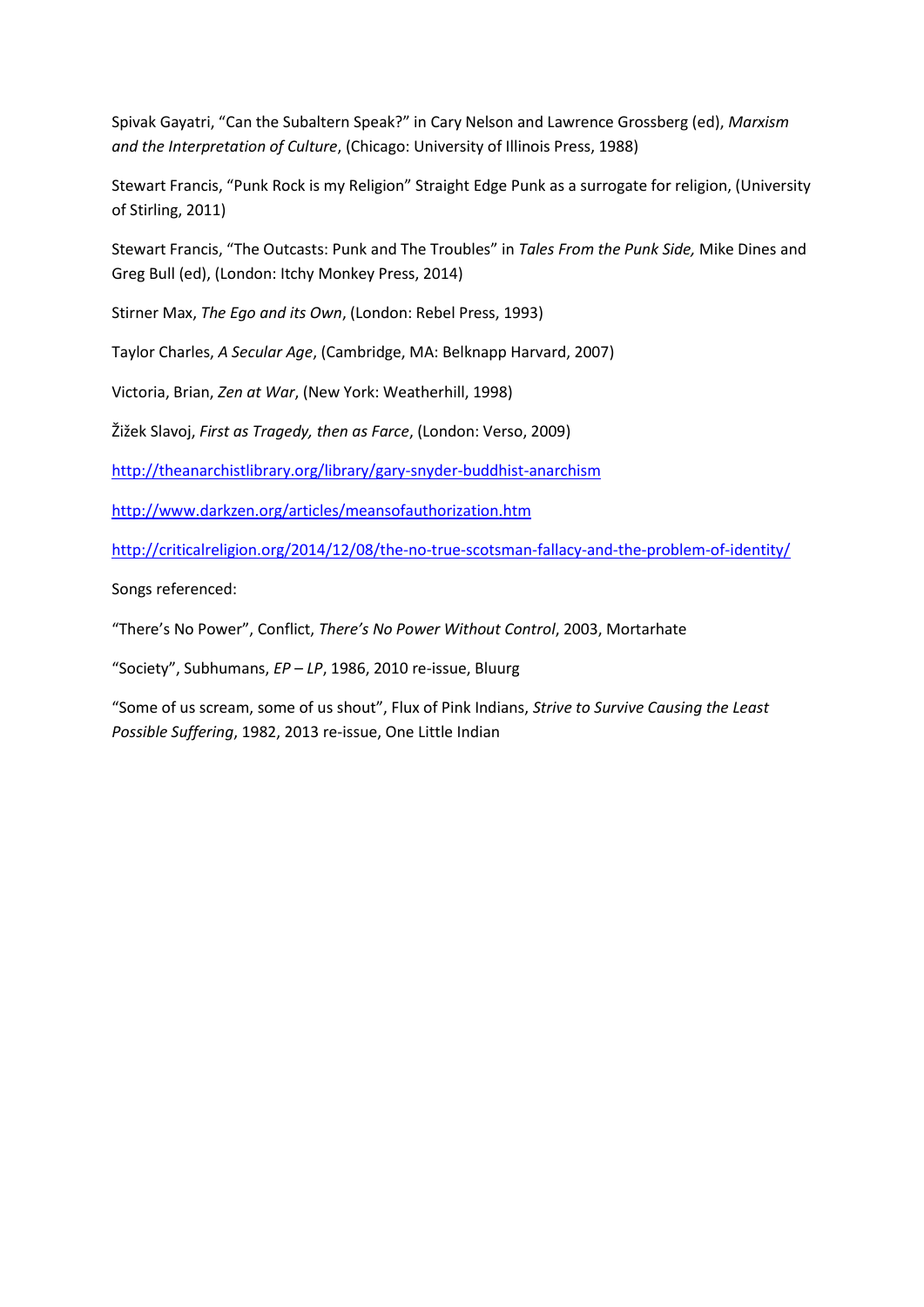Spivak Gayatri, “Can the Subaltern Speak?” in Cary Nelson and Lawrence Grossberg (ed), *Marxism and the Interpretation of Culture*, (Chicago: University of Illinois Press, 1988)

Stewart Francis, “Punk Rock is my Religion” Straight Edge Punk as a surrogate for religion, (University of Stirling, 2011)

Stewart Francis, “The Outcasts: Punk and The Troubles” in *Tales From the Punk Side,* Mike Dines and Greg Bull (ed), (London: Itchy Monkey Press, 2014)

Stirner Max, *The Ego and its Own*, (London: Rebel Press, 1993)

Taylor Charles, *A Secular Age*, (Cambridge, MA: Belknapp Harvard, 2007)

Victoria, Brian, *Zen at War*, (New York: Weatherhill, 1998)

Žižek Slavoj, *First as Tragedy, then as Farce*, (London: Verso, 2009)

http://theanarchistlibrary.org/library/gary-snyder-buddhist-anarchism

http://www.darkzen.org/articles/meansofauthorization.htm

http://criticalreligion.org/2014/12/08/the-no-true-scotsman-fallacy-and-the-problem-of-identity/

Songs referenced:

“There’s No Power”, Conflict, *There’s No Power Without Control*, 2003, Mortarhate

“Society”, Subhumans, *EP – LP*, 1986, 2010 re-issue, Bluurg

“Some of us scream, some of us shout”, Flux of Pink Indians, *Strive to Survive Causing the Least Possible Suffering*, 1982, 2013 re-issue, One Little Indian